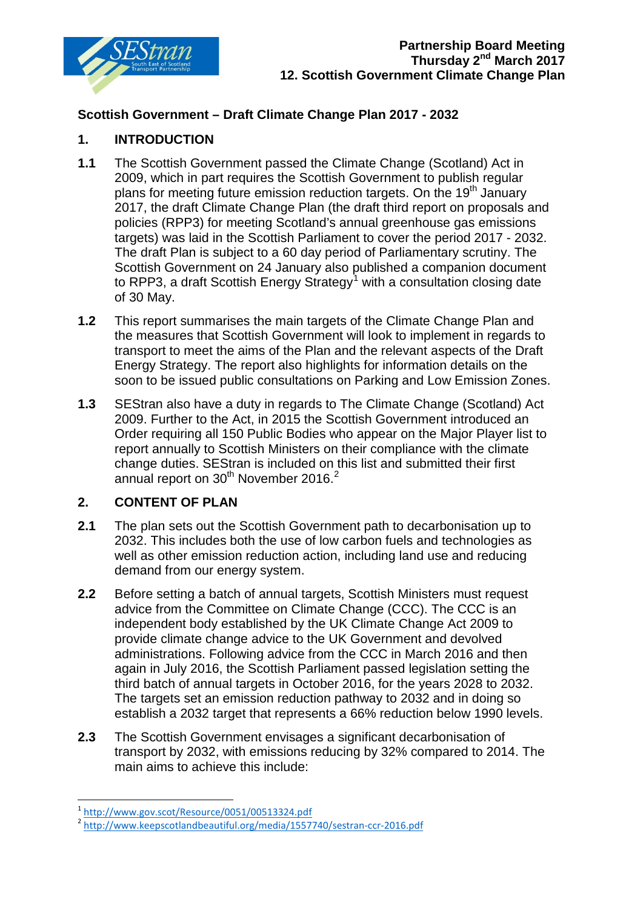**Partnership Board Meeting**
**Thursday 2nd March 2017**
**12. Scottish Government Climate Change Plan**

## Scottish Government – Draft Climate Change Plan 2017 - 2032

### 1. INTRODUCTION

**1.1** The Scottish Government passed the Climate Change (Scotland) Act in 2009, which in part requires the Scottish Government to publish regular plans for meeting future emission reduction targets. On the 19th January 2017, the draft Climate Change Plan (the draft third report on proposals and policies (RPP3) for meeting Scotland's annual greenhouse gas emissions targets) was laid in the Scottish Parliament to cover the period 2017 - 2032. The draft Plan is subject to a 60 day period of Parliamentary scrutiny. The Scottish Government on 24 January also published a companion document to RPP3, a draft Scottish Energy Strategy[1] with a consultation closing date of 30 May.

**1.2** This report summarises the main targets of the Climate Change Plan and the measures that Scottish Government will look to implement in regards to transport to meet the aims of the Plan and the relevant aspects of the Draft Energy Strategy. The report also highlights for information details on the soon to be issued public consultations on Parking and Low Emission Zones.

**1.3** SEStran also have a duty in regards to The Climate Change (Scotland) Act 2009. Further to the Act, in 2015 the Scottish Government introduced an Order requiring all 150 Public Bodies who appear on the Major Player list to report annually to Scottish Ministers on their compliance with the climate change duties. SEStran is included on this list and submitted their first annual report on 30th November 2016.[2]

### 2. CONTENT OF PLAN

**2.1** The plan sets out the Scottish Government path to decarbonisation up to 2032. This includes both the use of low carbon fuels and technologies as well as other emission reduction action, including land use and reducing demand from our energy system.

**2.2** Before setting a batch of annual targets, Scottish Ministers must request advice from the Committee on Climate Change (CCC). The CCC is an independent body established by the UK Climate Change Act 2009 to provide climate change advice to the UK Government and devolved administrations. Following advice from the CCC in March 2016 and then again in July 2016, the Scottish Parliament passed legislation setting the third batch of annual targets in October 2016, for the years 2028 to 2032. The targets set an emission reduction pathway to 2032 and in doing so establish a 2032 target that represents a 66% reduction below 1990 levels.

**2.3** The Scottish Government envisages a significant decarbonisation of transport by 2032, with emissions reducing by 32% compared to 2014. The main aims to achieve this include:

---

[1] http://www.gov.scot/Resource/0051/00513324.pdf

[2] http://www.keepscotlandbeautiful.org/media/1557740/sestran-ccr-2016.pdf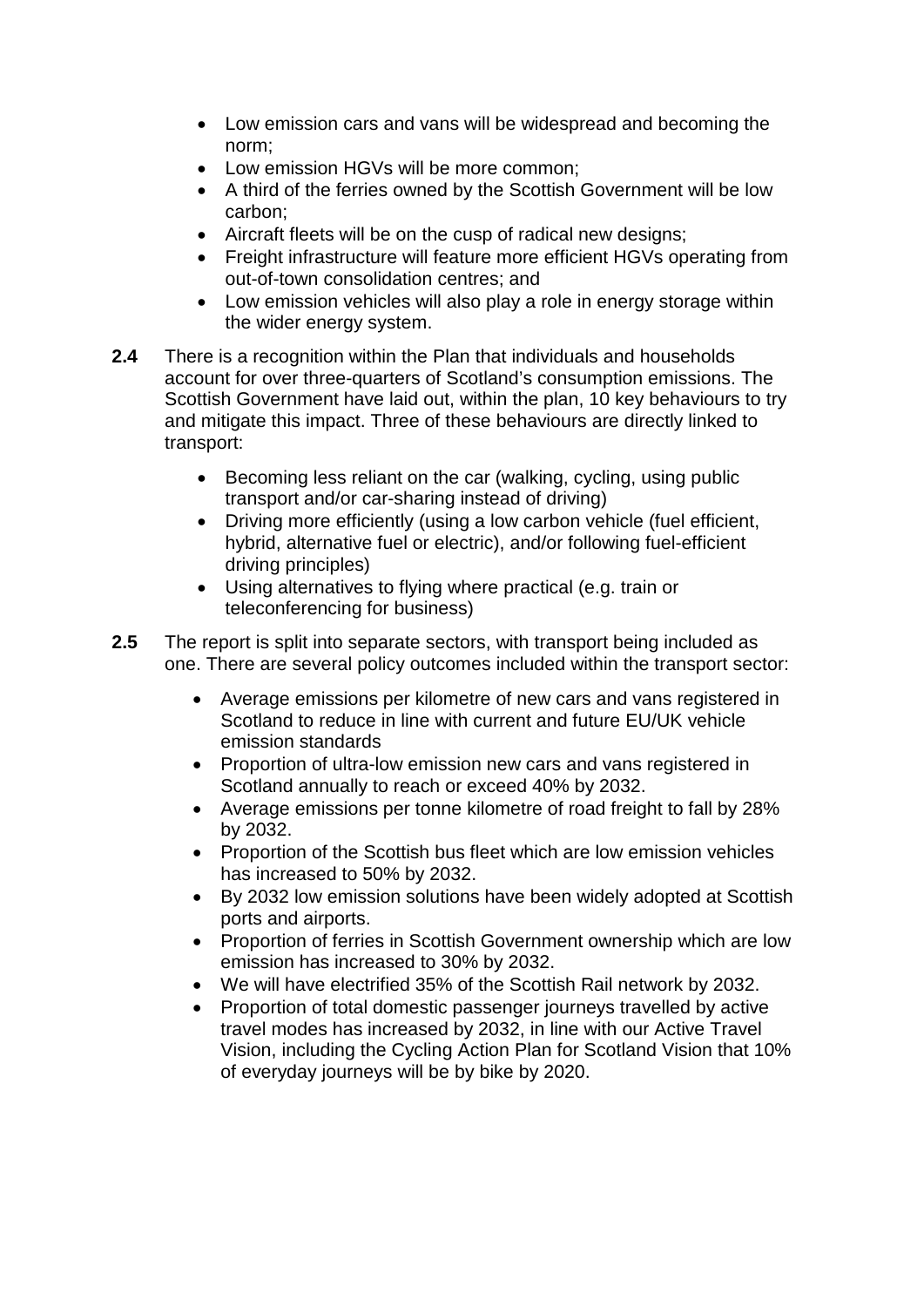- Low emission cars and vans will be widespread and becoming the norm;
- Low emission HGVs will be more common;
- A third of the ferries owned by the Scottish Government will be low carbon;
- Aircraft fleets will be on the cusp of radical new designs;
- Freight infrastructure will feature more efficient HGVs operating from out-of-town consolidation centres; and
- Low emission vehicles will also play a role in energy storage within the wider energy system.

**2.4** There is a recognition within the Plan that individuals and households account for over three-quarters of Scotland's consumption emissions. The Scottish Government have laid out, within the plan, 10 key behaviours to try and mitigate this impact. Three of these behaviours are directly linked to transport:

- Becoming less reliant on the car (walking, cycling, using public transport and/or car-sharing instead of driving)
- Driving more efficiently (using a low carbon vehicle (fuel efficient, hybrid, alternative fuel or electric), and/or following fuel-efficient driving principles)
- Using alternatives to flying where practical (e.g. train or teleconferencing for business)

**2.5** The report is split into separate sectors, with transport being included as one. There are several policy outcomes included within the transport sector:

- Average emissions per kilometre of new cars and vans registered in Scotland to reduce in line with current and future EU/UK vehicle emission standards
- Proportion of ultra-low emission new cars and vans registered in Scotland annually to reach or exceed 40% by 2032.
- Average emissions per tonne kilometre of road freight to fall by 28% by 2032.
- Proportion of the Scottish bus fleet which are low emission vehicles has increased to 50% by 2032.
- By 2032 low emission solutions have been widely adopted at Scottish ports and airports.
- Proportion of ferries in Scottish Government ownership which are low emission has increased to 30% by 2032.
- We will have electrified 35% of the Scottish Rail network by 2032.
- Proportion of total domestic passenger journeys travelled by active travel modes has increased by 2032, in line with our Active Travel Vision, including the Cycling Action Plan for Scotland Vision that 10% of everyday journeys will be by bike by 2020.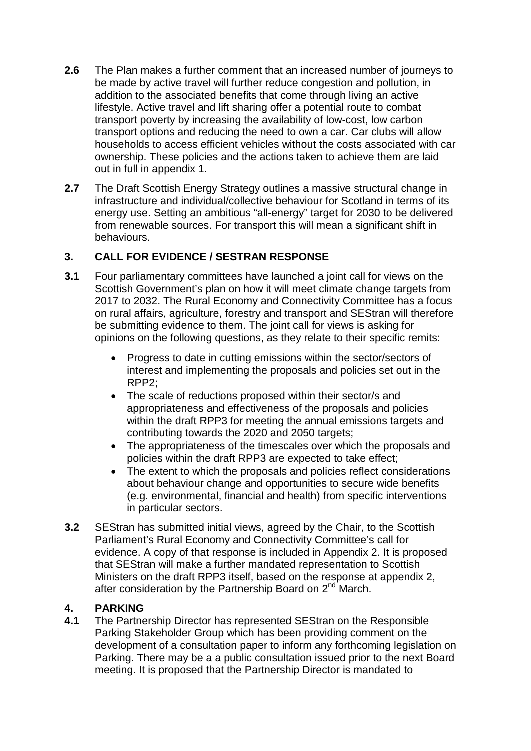**2.6** The Plan makes a further comment that an increased number of journeys to be made by active travel will further reduce congestion and pollution, in addition to the associated benefits that come through living an active lifestyle. Active travel and lift sharing offer a potential route to combat transport poverty by increasing the availability of low-cost, low carbon transport options and reducing the need to own a car. Car clubs will allow households to access efficient vehicles without the costs associated with car ownership. These policies and the actions taken to achieve them are laid out in full in appendix 1.

**2.7** The Draft Scottish Energy Strategy outlines a massive structural change in infrastructure and individual/collective behaviour for Scotland in terms of its energy use. Setting an ambitious "all-energy" target for 2030 to be delivered from renewable sources. For transport this will mean a significant shift in behaviours.

## 3. CALL FOR EVIDENCE / SESTRAN RESPONSE

**3.1** Four parliamentary committees have launched a joint call for views on the Scottish Government's plan on how it will meet climate change targets from 2017 to 2032. The Rural Economy and Connectivity Committee has a focus on rural affairs, agriculture, forestry and transport and SEStran will therefore be submitting evidence to them. The joint call for views is asking for opinions on the following questions, as they relate to their specific remits:

- Progress to date in cutting emissions within the sector/sectors of interest and implementing the proposals and policies set out in the RPP2;
- The scale of reductions proposed within their sector/s and appropriateness and effectiveness of the proposals and policies within the draft RPP3 for meeting the annual emissions targets and contributing towards the 2020 and 2050 targets;
- The appropriateness of the timescales over which the proposals and policies within the draft RPP3 are expected to take effect;
- The extent to which the proposals and policies reflect considerations about behaviour change and opportunities to secure wide benefits (e.g. environmental, financial and health) from specific interventions in particular sectors.

**3.2** SEStran has submitted initial views, agreed by the Chair, to the Scottish Parliament's Rural Economy and Connectivity Committee's call for evidence. A copy of that response is included in Appendix 2. It is proposed that SEStran will make a further mandated representation to Scottish Ministers on the draft RPP3 itself, based on the response at appendix 2, after consideration by the Partnership Board on 2nd March.

## 4. PARKING

**4.1** The Partnership Director has represented SEStran on the Responsible Parking Stakeholder Group which has been providing comment on the development of a consultation paper to inform any forthcoming legislation on Parking. There may be a a public consultation issued prior to the next Board meeting. It is proposed that the Partnership Director is mandated to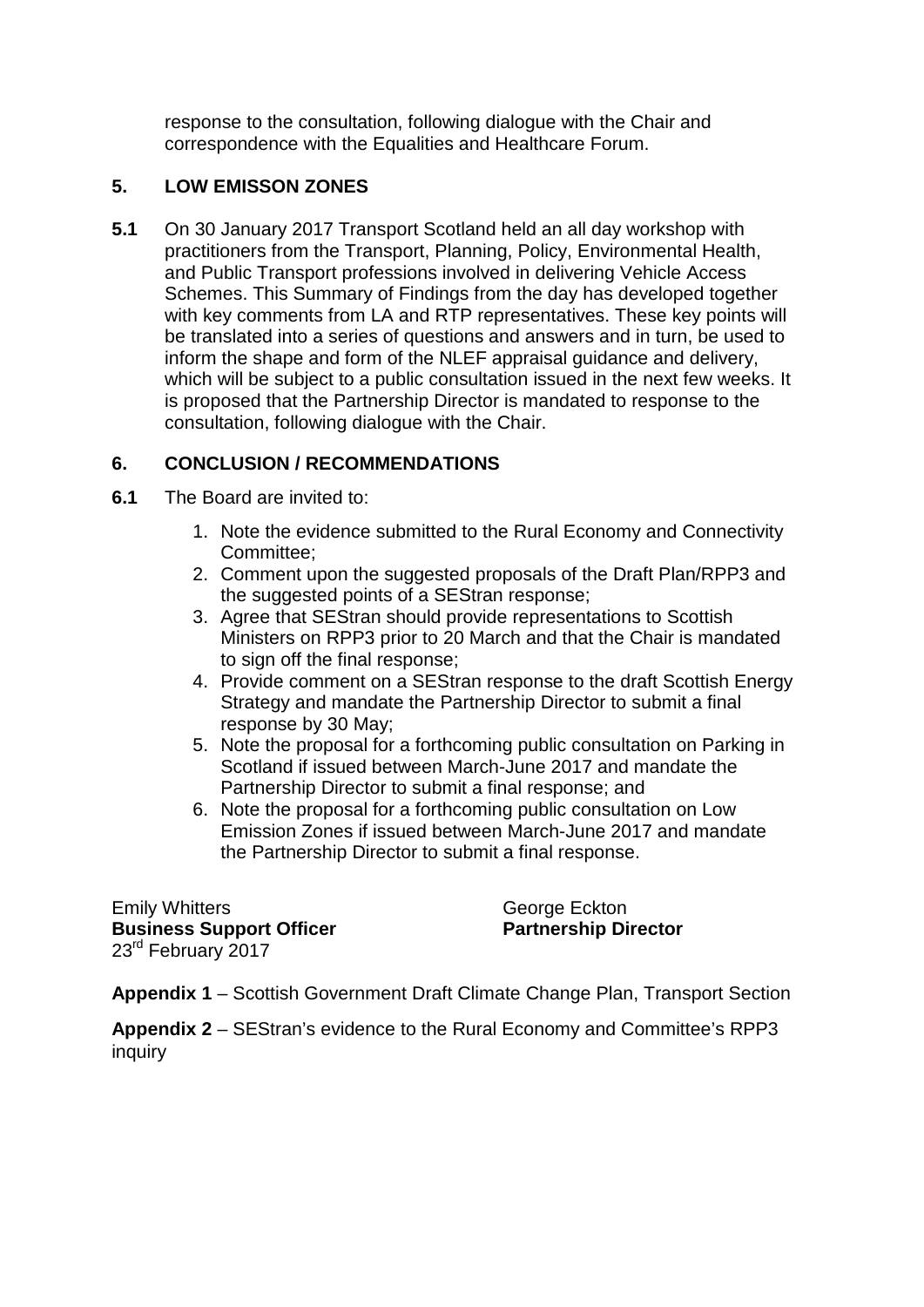response to the consultation, following dialogue with the Chair and correspondence with the Equalities and Healthcare Forum.

## 5. LOW EMISSON ZONES

**5.1** On 30 January 2017 Transport Scotland held an all day workshop with practitioners from the Transport, Planning, Policy, Environmental Health, and Public Transport professions involved in delivering Vehicle Access Schemes. This Summary of Findings from the day has developed together with key comments from LA and RTP representatives. These key points will be translated into a series of questions and answers and in turn, be used to inform the shape and form of the NLEF appraisal guidance and delivery, which will be subject to a public consultation issued in the next few weeks. It is proposed that the Partnership Director is mandated to response to the consultation, following dialogue with the Chair.

## 6. CONCLUSION / RECOMMENDATIONS

**6.1** The Board are invited to:

1. Note the evidence submitted to the Rural Economy and Connectivity Committee;
2. Comment upon the suggested proposals of the Draft Plan/RPP3 and the suggested points of a SEStran response;
3. Agree that SEStran should provide representations to Scottish Ministers on RPP3 prior to 20 March and that the Chair is mandated to sign off the final response;
4. Provide comment on a SEStran response to the draft Scottish Energy Strategy and mandate the Partnership Director to submit a final response by 30 May;
5. Note the proposal for a forthcoming public consultation on Parking in Scotland if issued between March-June 2017 and mandate the Partnership Director to submit a final response; and
6. Note the proposal for a forthcoming public consultation on Low Emission Zones if issued between March-June 2017 and mandate the Partnership Director to submit a final response.

Emily Whitters
**Business Support Officer**
23rd February 2017

George Eckton
**Partnership Director**

**Appendix 1** – Scottish Government Draft Climate Change Plan, Transport Section

**Appendix 2** – SEStran's evidence to the Rural Economy and Committee's RPP3 inquiry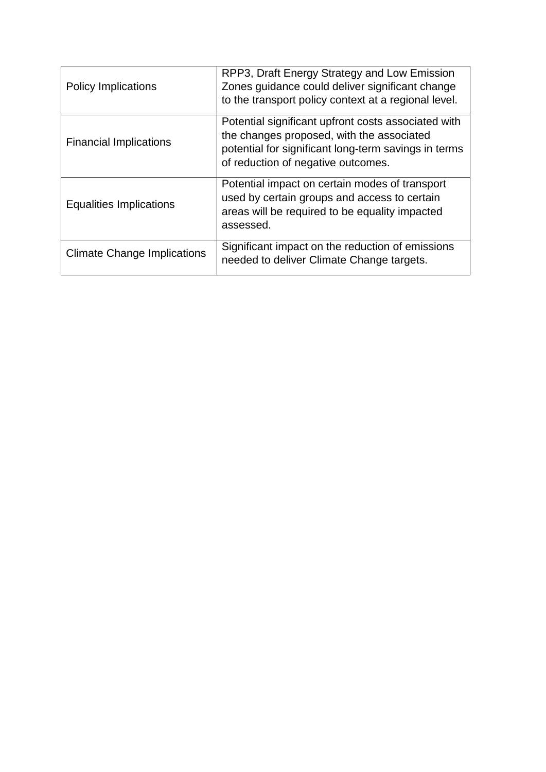| Policy Implications | RPP3, Draft Energy Strategy and Low Emission Zones guidance could deliver significant change to the transport policy context at a regional level. |
|---|---|
| Financial Implications | Potential significant upfront costs associated with the changes proposed, with the associated potential for significant long-term savings in terms of reduction of negative outcomes. |
| Equalities Implications | Potential impact on certain modes of transport used by certain groups and access to certain areas will be required to be equality impacted assessed. |
| Climate Change Implications | Significant impact on the reduction of emissions needed to deliver Climate Change targets. |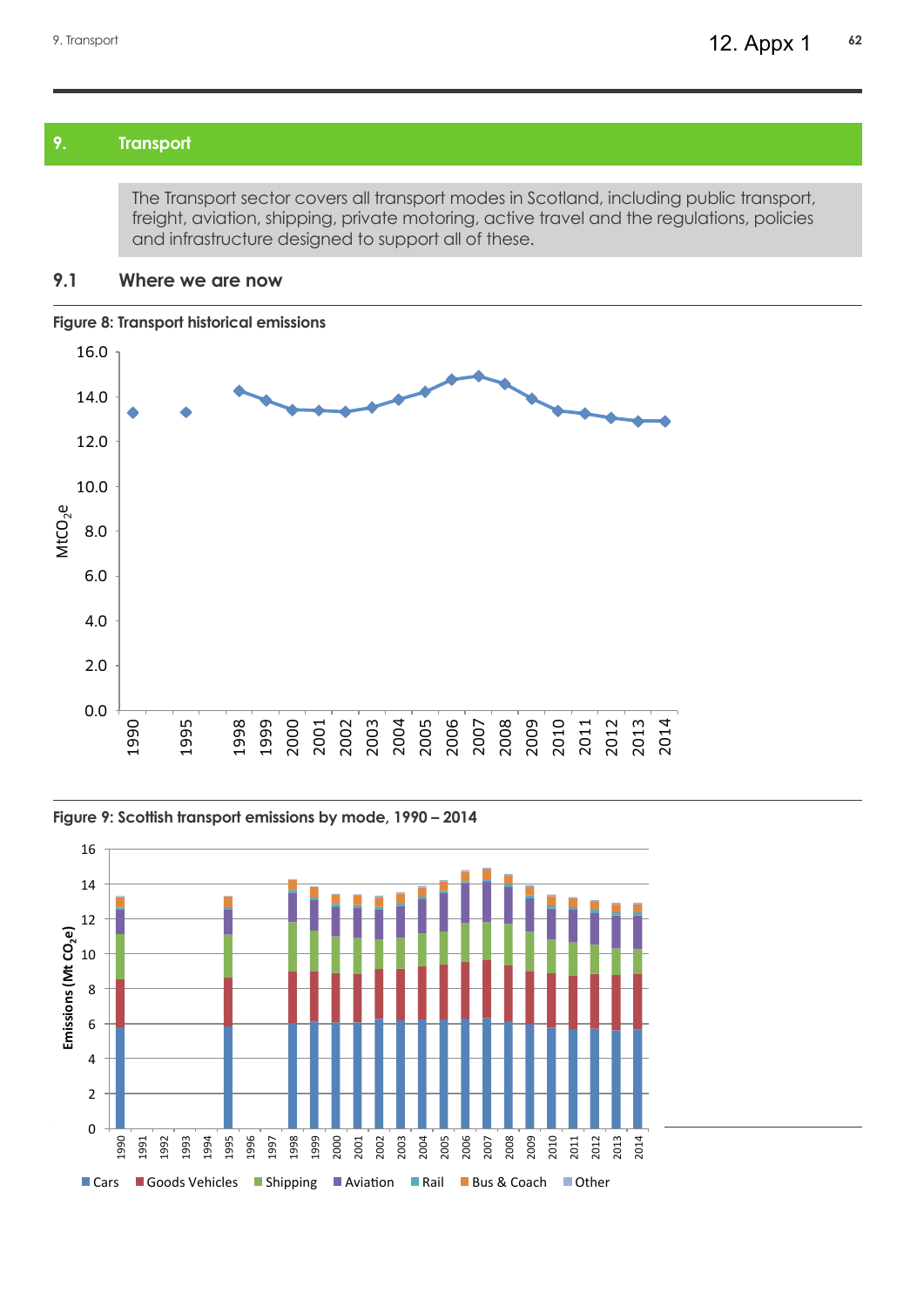## 9. Transport

The Transport sector covers all transport modes in Scotland, including public transport, freight, aviation, shipping, private motoring, active travel and the regulations, policies and infrastructure designed to support all of these.

### 9.1 Where we are now

**Figure 8: Transport historical emissions**

**Figure 9: Scottish transport emissions by mode, 1990 – 2014**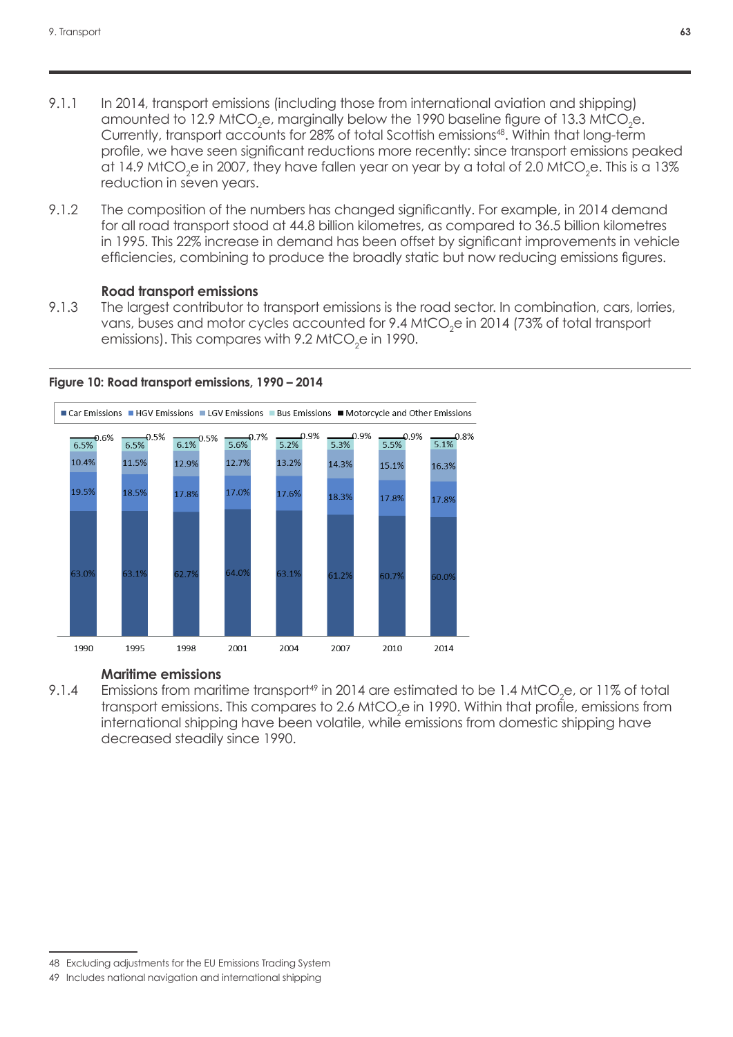9.1.1 In 2014, transport emissions (including those from international aviation and shipping) amounted to 12.9 $MtCO_2e$, marginally below the 1990 baseline figure of 13.3 $MtCO_2e$. Currently, transport accounts for 28% of total Scottish emissions[48]. Within that long-term profile, we have seen significant reductions more recently: since transport emissions peaked at 14.9 $MtCO_2e$ in 2007, they have fallen year on year by a total of 2.0 $MtCO_2e$. This is a 13% reduction in seven years.

9.1.2 The composition of the numbers has changed significantly. For example, in 2014 demand for all road transport stood at 44.8 billion kilometres, as compared to 36.5 billion kilometres in 1995. This 22% increase in demand has been offset by significant improvements in vehicle efficiencies, combining to produce the broadly static but now reducing emissions figures.

### Road transport emissions

9.1.3 The largest contributor to transport emissions is the road sector. In combination, cars, lorries, vans, buses and motor cycles accounted for 9.4 $MtCO_2e$ in 2014 (73% of total transport emissions). This compares with 9.2 $MtCO_2e$ in 1990.

**Figure 10: Road transport emissions, 1990 – 2014**

| | 1990 | 1995 | 1998 | 2001 | 2004 | 2007 | 2010 | 2014 |
|---|---|---|---|---|---|---|---|---|
| Car Emissions | 63.0% | 63.1% | 62.7% | 64.0% | 63.1% | 61.2% | 60.7% | 60.0% |
| HGV Emissions | 19.5% | 18.5% | 17.8% | 17.0% | 17.6% | 18.3% | 17.8% | 17.8% |
| LGV Emissions | 10.4% | 11.5% | 12.9% | 12.7% | 13.2% | 14.3% | 15.1% | 16.3% |
| Bus Emissions | 6.5% | 6.5% | 6.1% | 5.6% | 5.2% | 5.3% | 5.5% | 5.1% |
| Motorcycle and Other Emissions | 0.6% | 0.5% | 0.5% | 0.7% | 0.9% | 0.9% | 0.9% | 0.8% |

### Maritime emissions

9.1.4 Emissions from maritime transport[49] in 2014 are estimated to be 1.4 $MtCO_2e$, or 11% of total transport emissions. This compares to 2.6 $MtCO_2e$ in 1990. Within that profile, emissions from international shipping have been volatile, while emissions from domestic shipping have decreased steadily since 1990.

---

48 Excluding adjustments for the EU Emissions Trading System

49 Includes national navigation and international shipping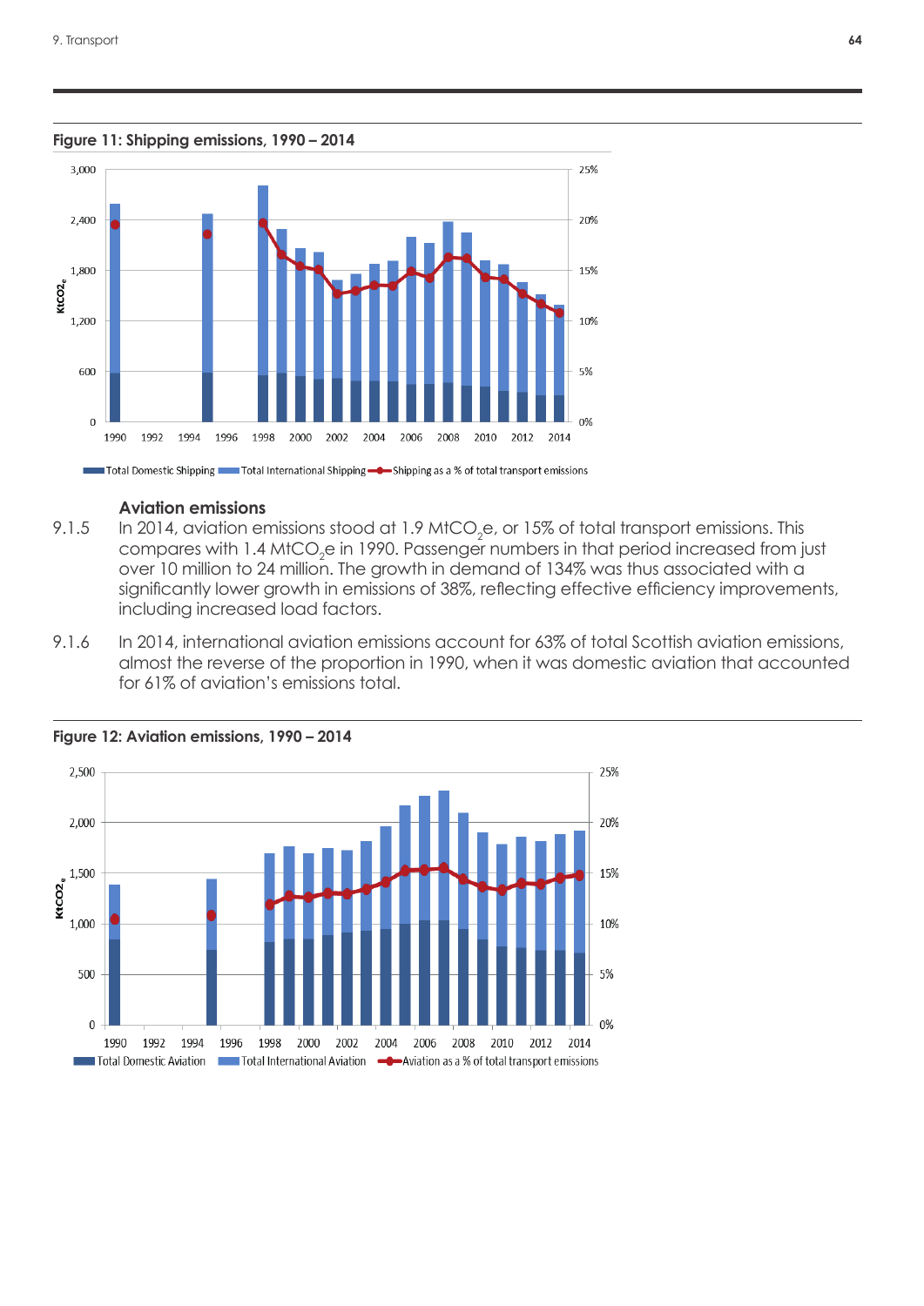**Figure 11: Shipping emissions, 1990 – 2014**

### Aviation emissions

9.1.5 In 2014, aviation emissions stood at 1.9 $MtCO_2e$, or 15% of total transport emissions. This compares with 1.4 $MtCO_2e$ in 1990. Passenger numbers in that period increased from just over 10 million to 24 million. The growth in demand of 134% was thus associated with a significantly lower growth in emissions of 38%, reflecting effective efficiency improvements, including increased load factors.

9.1.6 In 2014, international aviation emissions account for 63% of total Scottish aviation emissions, almost the reverse of the proportion in 1990, when it was domestic aviation that accounted for 61% of aviation's emissions total.

**Figure 12: Aviation emissions, 1990 – 2014**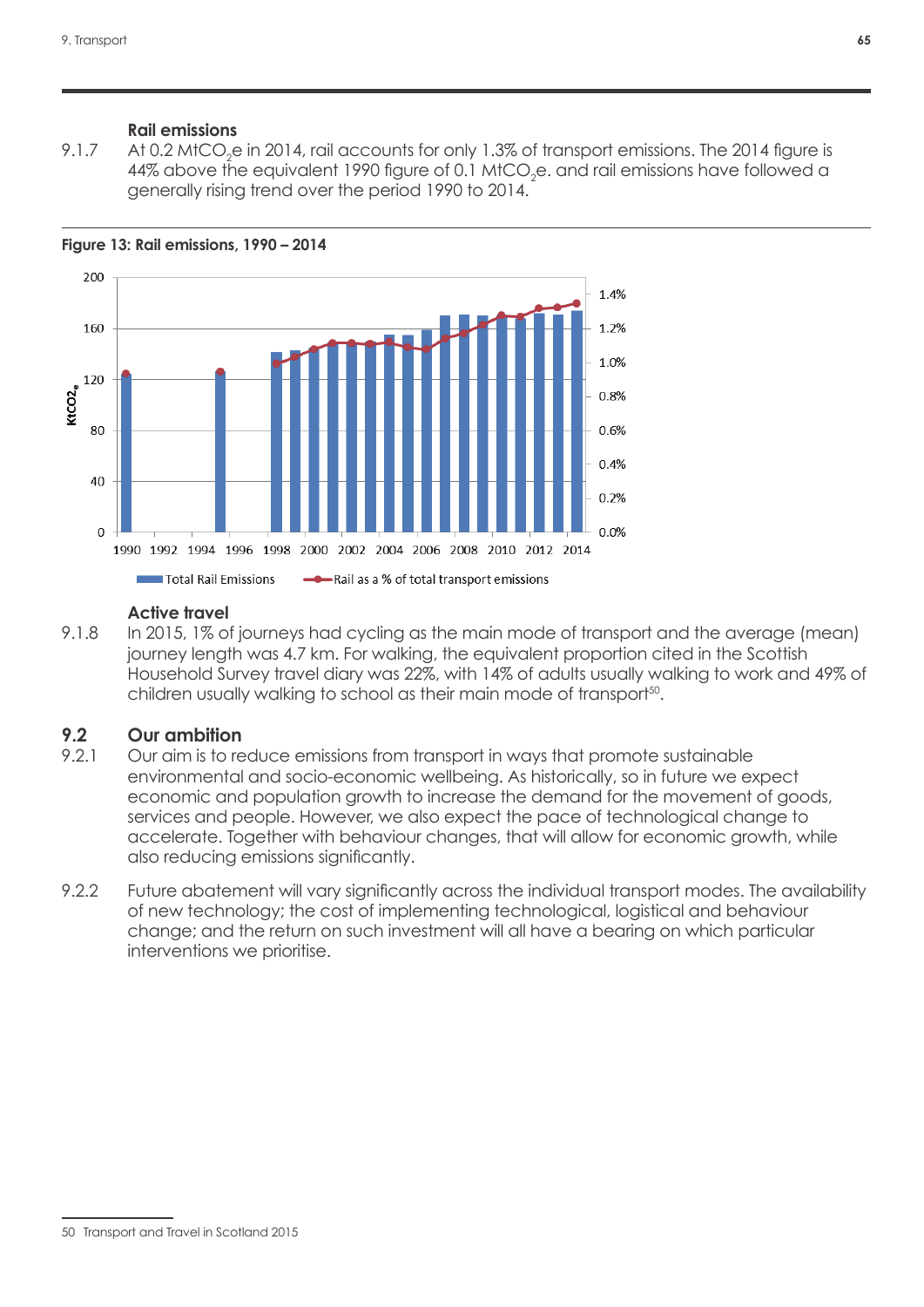### Rail emissions

9.1.7 At 0.2 $MtCO_2e$ in 2014, rail accounts for only 1.3% of transport emissions. The 2014 figure is 44% above the equivalent 1990 figure of 0.1 $MtCO_2e$. and rail emissions have followed a generally rising trend over the period 1990 to 2014.

**Figure 13: Rail emissions, 1990 – 2014**

### Active travel

9.1.8 In 2015, 1% of journeys had cycling as the main mode of transport and the average (mean) journey length was 4.7 km. For walking, the equivalent proportion cited in the Scottish Household Survey travel diary was 22%, with 14% of adults usually walking to work and 49% of children usually walking to school as their main mode of transport[50].

## 9.2 Our ambition

9.2.1 Our aim is to reduce emissions from transport in ways that promote sustainable environmental and socio-economic wellbeing. As historically, so in future we expect economic and population growth to increase the demand for the movement of goods, services and people. However, we also expect the pace of technological change to accelerate. Together with behaviour changes, that will allow for economic growth, while also reducing emissions significantly.

9.2.2 Future abatement will vary significantly across the individual transport modes. The availability of new technology; the cost of implementing technological, logistical and behaviour change; and the return on such investment will all have a bearing on which particular interventions we prioritise.

---

50 Transport and Travel in Scotland 2015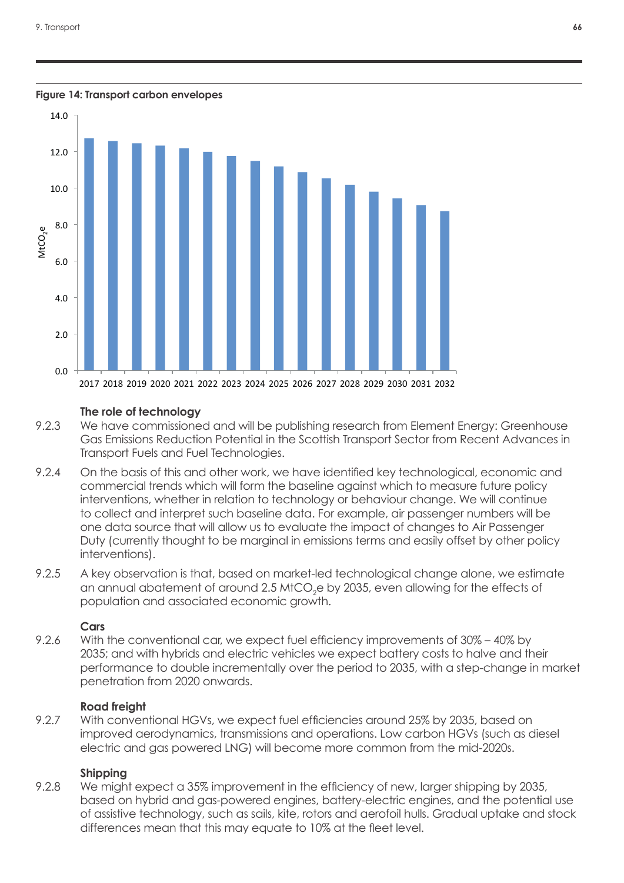**Figure 14: Transport carbon envelopes**

### The role of technology

9.2.3 We have commissioned and will be publishing research from Element Energy: Greenhouse Gas Emissions Reduction Potential in the Scottish Transport Sector from Recent Advances in Transport Fuels and Fuel Technologies.

9.2.4 On the basis of this and other work, we have identified key technological, economic and commercial trends which will form the baseline against which to measure future policy interventions, whether in relation to technology or behaviour change. We will continue to collect and interpret such baseline data. For example, air passenger numbers will be one data source that will allow us to evaluate the impact of changes to Air Passenger Duty (currently thought to be marginal in emissions terms and easily offset by other policy interventions).

9.2.5 A key observation is that, based on market-led technological change alone, we estimate an annual abatement of around 2.5 $MtCO_2e$ by 2035, even allowing for the effects of population and associated economic growth.

### Cars

9.2.6 With the conventional car, we expect fuel efficiency improvements of 30% – 40% by 2035; and with hybrids and electric vehicles we expect battery costs to halve and their performance to double incrementally over the period to 2035, with a step-change in market penetration from 2020 onwards.

### Road freight

9.2.7 With conventional HGVs, we expect fuel efficiencies around 25% by 2035, based on improved aerodynamics, transmissions and operations. Low carbon HGVs (such as diesel electric and gas powered LNG) will become more common from the mid-2020s.

### Shipping

9.2.8 We might expect a 35% improvement in the efficiency of new, larger shipping by 2035, based on hybrid and gas-powered engines, battery-electric engines, and the potential use of assistive technology, such as sails, kite, rotors and aerofoil hulls. Gradual uptake and stock differences mean that this may equate to 10% at the fleet level.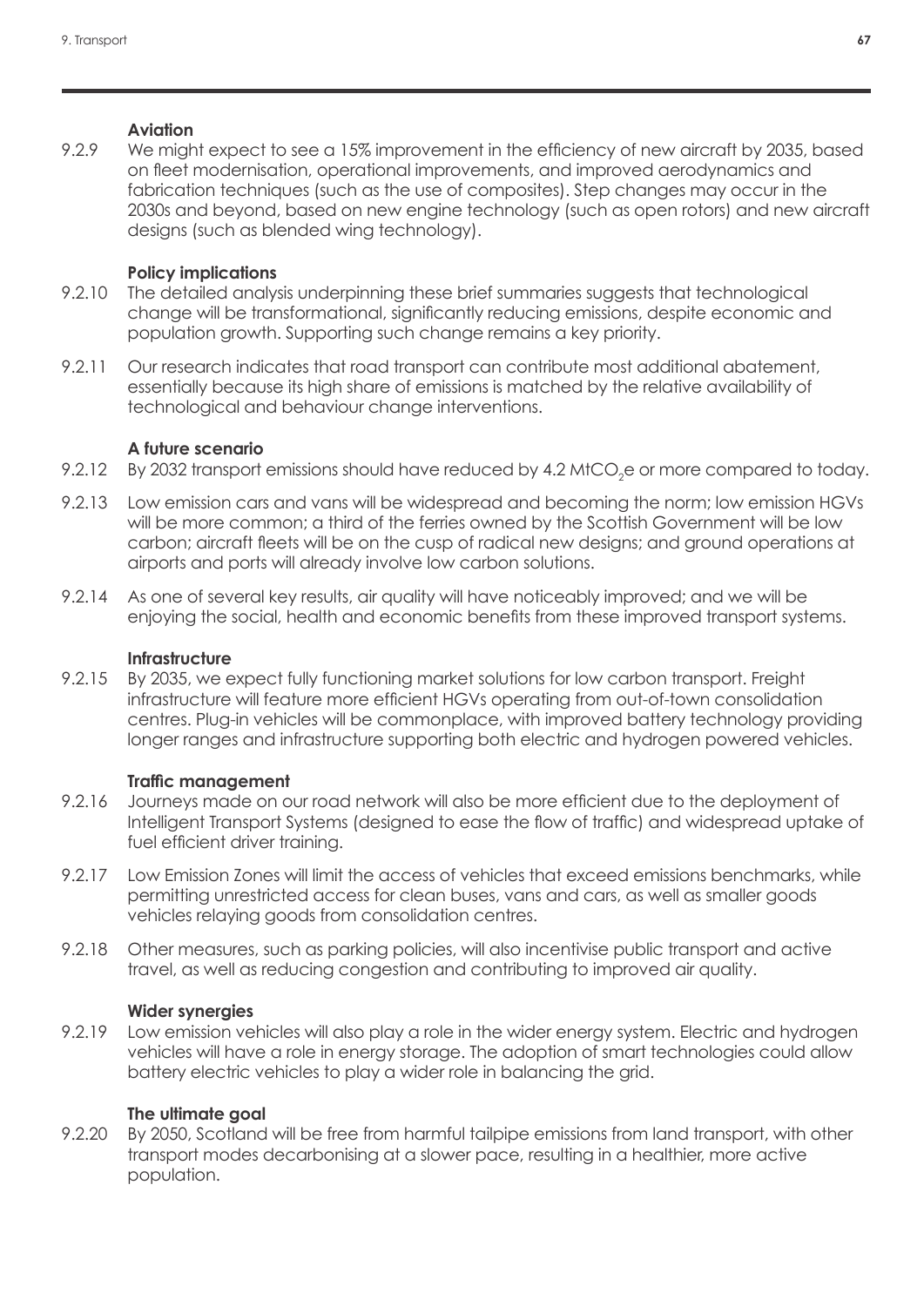**Aviation**

9.2.9 We might expect to see a 15% improvement in the efficiency of new aircraft by 2035, based on fleet modernisation, operational improvements, and improved aerodynamics and fabrication techniques (such as the use of composites). Step changes may occur in the 2030s and beyond, based on new engine technology (such as open rotors) and new aircraft designs (such as blended wing technology).

**Policy implications**

9.2.10 The detailed analysis underpinning these brief summaries suggests that technological change will be transformational, significantly reducing emissions, despite economic and population growth. Supporting such change remains a key priority.

9.2.11 Our research indicates that road transport can contribute most additional abatement, essentially because its high share of emissions is matched by the relative availability of technological and behaviour change interventions.

**A future scenario**

9.2.12 By 2032 transport emissions should have reduced by 4.2 $MtCO_2e$ or more compared to today.

9.2.13 Low emission cars and vans will be widespread and becoming the norm; low emission HGVs will be more common; a third of the ferries owned by the Scottish Government will be low carbon; aircraft fleets will be on the cusp of radical new designs; and ground operations at airports and ports will already involve low carbon solutions.

9.2.14 As one of several key results, air quality will have noticeably improved; and we will be enjoying the social, health and economic benefits from these improved transport systems.

**Infrastructure**

9.2.15 By 2035, we expect fully functioning market solutions for low carbon transport. Freight infrastructure will feature more efficient HGVs operating from out-of-town consolidation centres. Plug-in vehicles will be commonplace, with improved battery technology providing longer ranges and infrastructure supporting both electric and hydrogen powered vehicles.

**Traffic management**

9.2.16 Journeys made on our road network will also be more efficient due to the deployment of Intelligent Transport Systems (designed to ease the flow of traffic) and widespread uptake of fuel efficient driver training.

9.2.17 Low Emission Zones will limit the access of vehicles that exceed emissions benchmarks, while permitting unrestricted access for clean buses, vans and cars, as well as smaller goods vehicles relaying goods from consolidation centres.

9.2.18 Other measures, such as parking policies, will also incentivise public transport and active travel, as well as reducing congestion and contributing to improved air quality.

**Wider synergies**

9.2.19 Low emission vehicles will also play a role in the wider energy system. Electric and hydrogen vehicles will have a role in energy storage. The adoption of smart technologies could allow battery electric vehicles to play a wider role in balancing the grid.

**The ultimate goal**

9.2.20 By 2050, Scotland will be free from harmful tailpipe emissions from land transport, with other transport modes decarbonising at a slower pace, resulting in a healthier, more active population.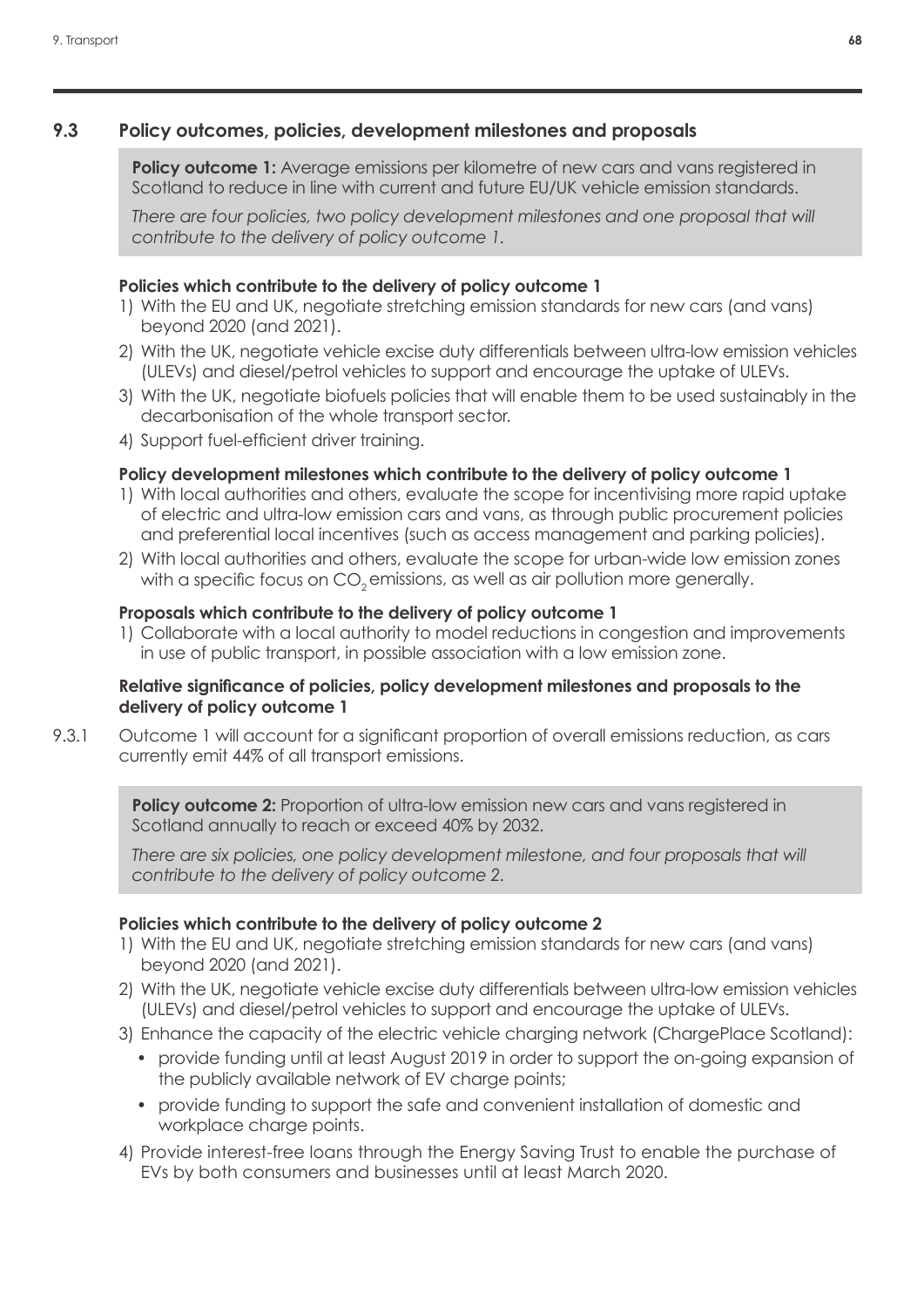## 9.3 Policy outcomes, policies, development milestones and proposals

**Policy outcome 1:** Average emissions per kilometre of new cars and vans registered in Scotland to reduce in line with current and future EU/UK vehicle emission standards.

*There are four policies, two policy development milestones and one proposal that will contribute to the delivery of policy outcome 1.*

**Policies which contribute to the delivery of policy outcome 1**

1) With the EU and UK, negotiate stretching emission standards for new cars (and vans) beyond 2020 (and 2021).
2) With the UK, negotiate vehicle excise duty differentials between ultra-low emission vehicles (ULEVs) and diesel/petrol vehicles to support and encourage the uptake of ULEVs.
3) With the UK, negotiate biofuels policies that will enable them to be used sustainably in the decarbonisation of the whole transport sector.
4) Support fuel-efficient driver training.

**Policy development milestones which contribute to the delivery of policy outcome 1**

1) With local authorities and others, evaluate the scope for incentivising more rapid uptake of electric and ultra-low emission cars and vans, as through public procurement policies and preferential local incentives (such as access management and parking policies).
2) With local authorities and others, evaluate the scope for urban-wide low emission zones with a specific focus on $CO_2$ emissions, as well as air pollution more generally.

**Proposals which contribute to the delivery of policy outcome 1**

1) Collaborate with a local authority to model reductions in congestion and improvements in use of public transport, in possible association with a low emission zone.

**Relative significance of policies, policy development milestones and proposals to the delivery of policy outcome 1**

9.3.1 Outcome 1 will account for a significant proportion of overall emissions reduction, as cars currently emit 44% of all transport emissions.

**Policy outcome 2:** Proportion of ultra-low emission new cars and vans registered in Scotland annually to reach or exceed 40% by 2032.

*There are six policies, one policy development milestone, and four proposals that will contribute to the delivery of policy outcome 2.*

**Policies which contribute to the delivery of policy outcome 2**

1) With the EU and UK, negotiate stretching emission standards for new cars (and vans) beyond 2020 (and 2021).
2) With the UK, negotiate vehicle excise duty differentials between ultra-low emission vehicles (ULEVs) and diesel/petrol vehicles to support and encourage the uptake of ULEVs.
3) Enhance the capacity of the electric vehicle charging network (ChargePlace Scotland):
   - provide funding until at least August 2019 in order to support the on-going expansion of the publicly available network of EV charge points;
   - provide funding to support the safe and convenient installation of domestic and workplace charge points.
4) Provide interest-free loans through the Energy Saving Trust to enable the purchase of EVs by both consumers and businesses until at least March 2020.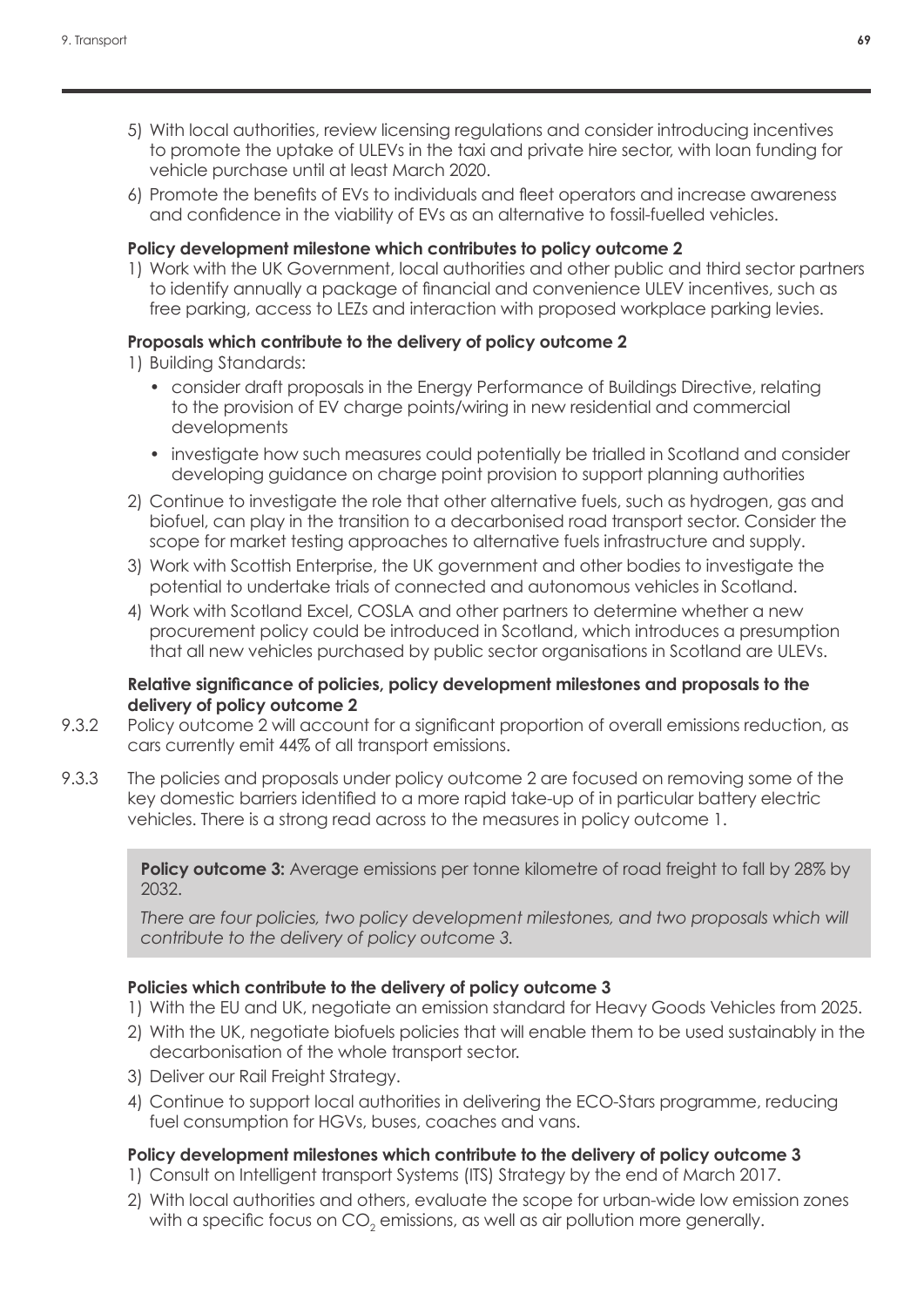5) With local authorities, review licensing regulations and consider introducing incentives to promote the uptake of ULEVs in the taxi and private hire sector, with loan funding for vehicle purchase until at least March 2020.
6) Promote the benefits of EVs to individuals and fleet operators and increase awareness and confidence in the viability of EVs as an alternative to fossil-fuelled vehicles.

**Policy development milestone which contributes to policy outcome 2**

1) Work with the UK Government, local authorities and other public and third sector partners to identify annually a package of financial and convenience ULEV incentives, such as free parking, access to LEZs and interaction with proposed workplace parking levies.

**Proposals which contribute to the delivery of policy outcome 2**

1) Building Standards:
   - consider draft proposals in the Energy Performance of Buildings Directive, relating to the provision of EV charge points/wiring in new residential and commercial developments
   - investigate how such measures could potentially be trialled in Scotland and consider developing guidance on charge point provision to support planning authorities
2) Continue to investigate the role that other alternative fuels, such as hydrogen, gas and biofuel, can play in the transition to a decarbonised road transport sector. Consider the scope for market testing approaches to alternative fuels infrastructure and supply.
3) Work with Scottish Enterprise, the UK government and other bodies to investigate the potential to undertake trials of connected and autonomous vehicles in Scotland.
4) Work with Scotland Excel, COSLA and other partners to determine whether a new procurement policy could be introduced in Scotland, which introduces a presumption that all new vehicles purchased by public sector organisations in Scotland are ULEVs.

**Relative significance of policies, policy development milestones and proposals to the delivery of policy outcome 2**

9.3.2 Policy outcome 2 will account for a significant proportion of overall emissions reduction, as cars currently emit 44% of all transport emissions.

9.3.3 The policies and proposals under policy outcome 2 are focused on removing some of the key domestic barriers identified to a more rapid take-up of in particular battery electric vehicles. There is a strong read across to the measures in policy outcome 1.

**Policy outcome 3:** Average emissions per tonne kilometre of road freight to fall by 28% by 2032.

*There are four policies, two policy development milestones, and two proposals which will contribute to the delivery of policy outcome 3.*

**Policies which contribute to the delivery of policy outcome 3**

1) With the EU and UK, negotiate an emission standard for Heavy Goods Vehicles from 2025.
2) With the UK, negotiate biofuels policies that will enable them to be used sustainably in the decarbonisation of the whole transport sector.
3) Deliver our Rail Freight Strategy.
4) Continue to support local authorities in delivering the ECO-Stars programme, reducing fuel consumption for HGVs, buses, coaches and vans.

**Policy development milestones which contribute to the delivery of policy outcome 3**

1) Consult on Intelligent transport Systems (ITS) Strategy by the end of March 2017.
2) With local authorities and others, evaluate the scope for urban-wide low emission zones with a specific focus on $CO_2$ emissions, as well as air pollution more generally.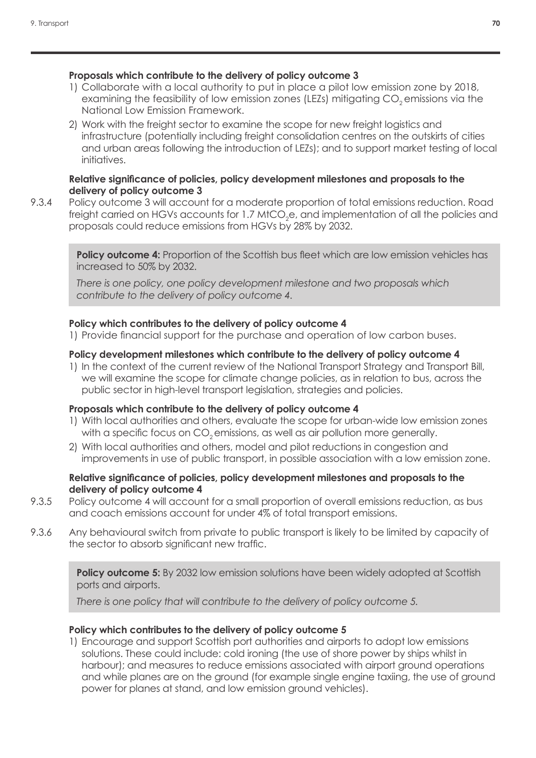**Proposals which contribute to the delivery of policy outcome 3**

1) Collaborate with a local authority to put in place a pilot low emission zone by 2018, examining the feasibility of low emission zones (LEZs) mitigating $CO_2$ emissions via the National Low Emission Framework.
2) Work with the freight sector to examine the scope for new freight logistics and infrastructure (potentially including freight consolidation centres on the outskirts of cities and urban areas following the introduction of LEZs); and to support market testing of local initiatives.

**Relative significance of policies, policy development milestones and proposals to the delivery of policy outcome 3**

9.3.4 Policy outcome 3 will account for a moderate proportion of total emissions reduction. Road freight carried on HGVs accounts for 1.7 $MtCO_2e$, and implementation of all the policies and proposals could reduce emissions from HGVs by 28% by 2032.

> **Policy outcome 4:** Proportion of the Scottish bus fleet which are low emission vehicles has increased to 50% by 2032.
>
> *There is one policy, one policy development milestone and two proposals which contribute to the delivery of policy outcome 4.*

**Policy which contributes to the delivery of policy outcome 4**

1) Provide financial support for the purchase and operation of low carbon buses.

**Policy development milestones which contribute to the delivery of policy outcome 4**

1) In the context of the current review of the National Transport Strategy and Transport Bill, we will examine the scope for climate change policies, as in relation to bus, across the public sector in high-level transport legislation, strategies and policies.

**Proposals which contribute to the delivery of policy outcome 4**

1) With local authorities and others, evaluate the scope for urban-wide low emission zones with a specific focus on $CO_2$ emissions, as well as air pollution more generally.
2) With local authorities and others, model and pilot reductions in congestion and improvements in use of public transport, in possible association with a low emission zone.

**Relative significance of policies, policy development milestones and proposals to the delivery of policy outcome 4**

9.3.5 Policy outcome 4 will account for a small proportion of overall emissions reduction, as bus and coach emissions account for under 4% of total transport emissions.

9.3.6 Any behavioural switch from private to public transport is likely to be limited by capacity of the sector to absorb significant new traffic.

> **Policy outcome 5:** By 2032 low emission solutions have been widely adopted at Scottish ports and airports.
>
> *There is one policy that will contribute to the delivery of policy outcome 5.*

**Policy which contributes to the delivery of policy outcome 5**

1) Encourage and support Scottish port authorities and airports to adopt low emissions solutions. These could include: cold ironing (the use of shore power by ships whilst in harbour); and measures to reduce emissions associated with airport ground operations and while planes are on the ground (for example single engine taxiing, the use of ground power for planes at stand, and low emission ground vehicles).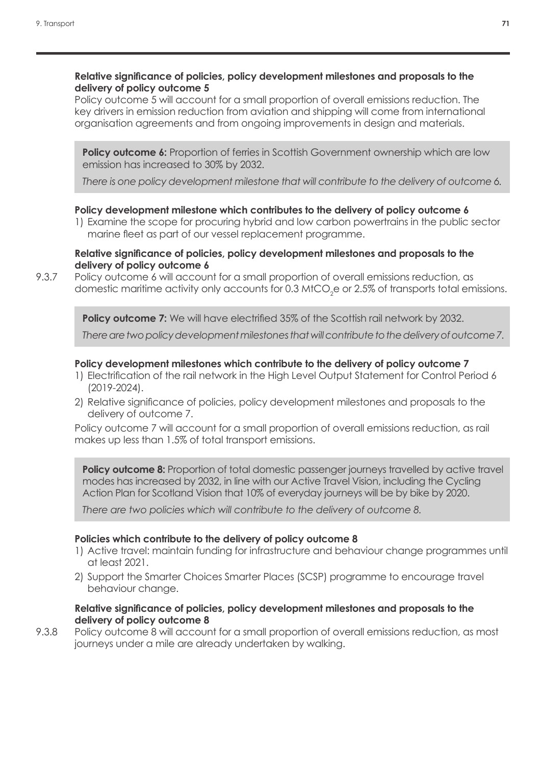**Relative significance of policies, policy development milestones and proposals to the delivery of policy outcome 5**

Policy outcome 5 will account for a small proportion of overall emissions reduction. The key drivers in emission reduction from aviation and shipping will come from international organisation agreements and from ongoing improvements in design and materials.

> **Policy outcome 6:** Proportion of ferries in Scottish Government ownership which are low emission has increased to 30% by 2032.
>
> *There is one policy development milestone that will contribute to the delivery of outcome 6.*

**Policy development milestone which contributes to the delivery of policy outcome 6**

1) Examine the scope for procuring hybrid and low carbon powertrains in the public sector marine fleet as part of our vessel replacement programme.

**Relative significance of policies, policy development milestones and proposals to the delivery of policy outcome 6**

9.3.7 Policy outcome 6 will account for a small proportion of overall emissions reduction, as domestic maritime activity only accounts for 0.3 $MtCO_2e$ or 2.5% of transports total emissions.

> **Policy outcome 7:** We will have electrified 35% of the Scottish rail network by 2032.
>
> *There are two policy development milestones that will contribute to the delivery of outcome 7.*

**Policy development milestones which contribute to the delivery of policy outcome 7**

1) Electrification of the rail network in the High Level Output Statement for Control Period 6 (2019-2024).
2) Relative significance of policies, policy development milestones and proposals to the delivery of outcome 7.

Policy outcome 7 will account for a small proportion of overall emissions reduction, as rail makes up less than 1.5% of total transport emissions.

> **Policy outcome 8:** Proportion of total domestic passenger journeys travelled by active travel modes has increased by 2032, in line with our Active Travel Vision, including the Cycling Action Plan for Scotland Vision that 10% of everyday journeys will be by bike by 2020.
>
> *There are two policies which will contribute to the delivery of outcome 8.*

**Policies which contribute to the delivery of policy outcome 8**

1) Active travel: maintain funding for infrastructure and behaviour change programmes until at least 2021.
2) Support the Smarter Choices Smarter Places (SCSP) programme to encourage travel behaviour change.

**Relative significance of policies, policy development milestones and proposals to the delivery of policy outcome 8**

9.3.8 Policy outcome 8 will account for a small proportion of overall emissions reduction, as most journeys under a mile are already undertaken by walking.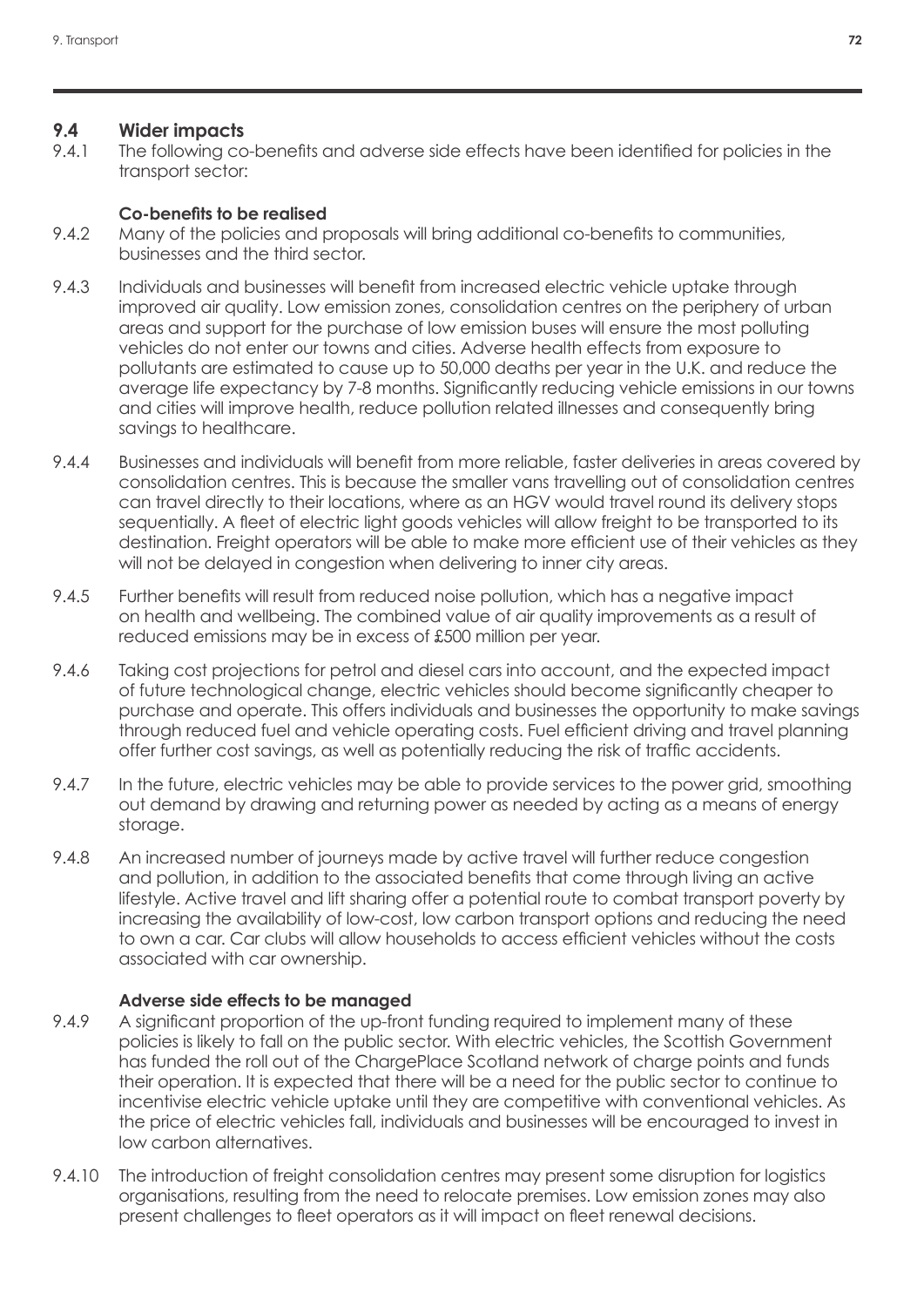## 9.4 Wider impacts

9.4.1 The following co-benefits and adverse side effects have been identified for policies in the transport sector:

### Co-benefits to be realised

9.4.2 Many of the policies and proposals will bring additional co-benefits to communities, businesses and the third sector.

9.4.3 Individuals and businesses will benefit from increased electric vehicle uptake through improved air quality. Low emission zones, consolidation centres on the periphery of urban areas and support for the purchase of low emission buses will ensure the most polluting vehicles do not enter our towns and cities. Adverse health effects from exposure to pollutants are estimated to cause up to 50,000 deaths per year in the U.K. and reduce the average life expectancy by 7-8 months. Significantly reducing vehicle emissions in our towns and cities will improve health, reduce pollution related illnesses and consequently bring savings to healthcare.

9.4.4 Businesses and individuals will benefit from more reliable, faster deliveries in areas covered by consolidation centres. This is because the smaller vans travelling out of consolidation centres can travel directly to their locations, where as an HGV would travel round its delivery stops sequentially. A fleet of electric light goods vehicles will allow freight to be transported to its destination. Freight operators will be able to make more efficient use of their vehicles as they will not be delayed in congestion when delivering to inner city areas.

9.4.5 Further benefits will result from reduced noise pollution, which has a negative impact on health and wellbeing. The combined value of air quality improvements as a result of reduced emissions may be in excess of £500 million per year.

9.4.6 Taking cost projections for petrol and diesel cars into account, and the expected impact of future technological change, electric vehicles should become significantly cheaper to purchase and operate. This offers individuals and businesses the opportunity to make savings through reduced fuel and vehicle operating costs. Fuel efficient driving and travel planning offer further cost savings, as well as potentially reducing the risk of traffic accidents.

9.4.7 In the future, electric vehicles may be able to provide services to the power grid, smoothing out demand by drawing and returning power as needed by acting as a means of energy storage.

9.4.8 An increased number of journeys made by active travel will further reduce congestion and pollution, in addition to the associated benefits that come through living an active lifestyle. Active travel and lift sharing offer a potential route to combat transport poverty by increasing the availability of low-cost, low carbon transport options and reducing the need to own a car. Car clubs will allow households to access efficient vehicles without the costs associated with car ownership.

### Adverse side effects to be managed

9.4.9 A significant proportion of the up-front funding required to implement many of these policies is likely to fall on the public sector. With electric vehicles, the Scottish Government has funded the roll out of the ChargePlace Scotland network of charge points and funds their operation. It is expected that there will be a need for the public sector to continue to incentivise electric vehicle uptake until they are competitive with conventional vehicles. As the price of electric vehicles fall, individuals and businesses will be encouraged to invest in low carbon alternatives.

9.4.10 The introduction of freight consolidation centres may present some disruption for logistics organisations, resulting from the need to relocate premises. Low emission zones may also present challenges to fleet operators as it will impact on fleet renewal decisions.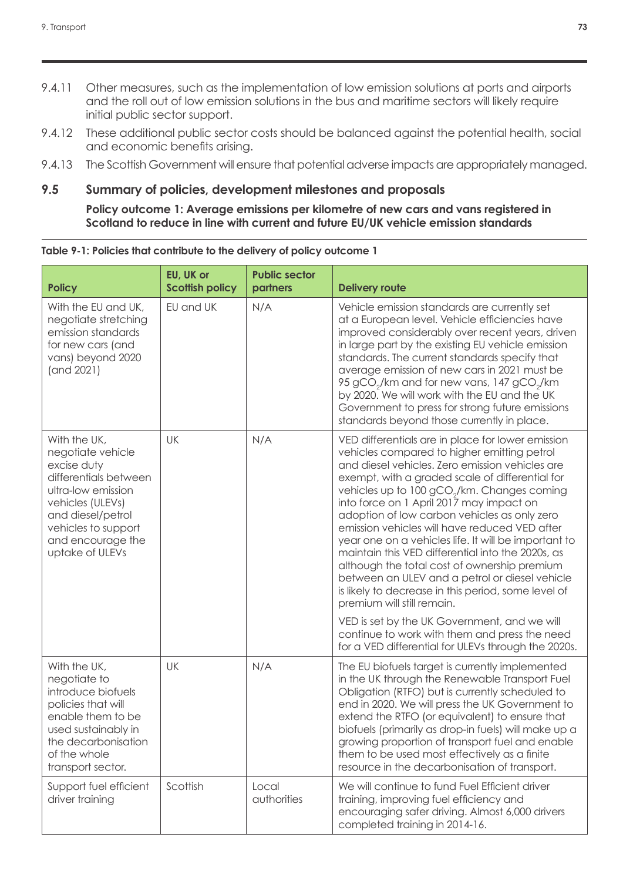9.4.11 Other measures, such as the implementation of low emission solutions at ports and airports and the roll out of low emission solutions in the bus and maritime sectors will likely require initial public sector support.

9.4.12 These additional public sector costs should be balanced against the potential health, social and economic benefits arising.

9.4.13 The Scottish Government will ensure that potential adverse impacts are appropriately managed.

## 9.5 Summary of policies, development milestones and proposals

**Policy outcome 1: Average emissions per kilometre of new cars and vans registered in Scotland to reduce in line with current and future EU/UK vehicle emission standards**

**Table 9-1: Policies that contribute to the delivery of policy outcome 1**

| Policy | EU, UK or Scottish policy | Public sector partners | Delivery route |
|---|---|---|---|
| With the EU and UK, negotiate stretching emission standards for new cars (and vans) beyond 2020 (and 2021) | EU and UK | N/A | Vehicle emission standards are currently set at a European level. Vehicle efficiencies have improved considerably over recent years, driven in large part by the existing EU vehicle emission standards. The current standards specify that average emission of new cars in 2021 must be 95 $gCO_2$/km and for new vans, 147 $gCO_2$/km by 2020. We will work with the EU and the UK Government to press for strong future emissions standards beyond those currently in place. |
| With the UK, negotiate vehicle excise duty differentials between ultra-low emission vehicles (ULEVs) and diesel/petrol vehicles to support and encourage the uptake of ULEVs | UK | N/A | VED differentials are in place for lower emission vehicles compared to higher emitting petrol and diesel vehicles. Zero emission vehicles are exempt, with a graded scale of differential for vehicles up to 100 $gCO_2$/km. Changes coming into force on 1 April 2017 may impact on adoption of low carbon vehicles as only zero emission vehicles will have reduced VED after year one on a vehicles life. It will be important to maintain this VED differential into the 2020s, as although the total cost of ownership premium between an ULEV and a petrol or diesel vehicle is likely to decrease in this period, some level of premium will still remain.<br><br>VED is set by the UK Government, and we will continue to work with them and press the need for a VED differential for ULEVs through the 2020s. |
| With the UK, negotiate to introduce biofuels policies that will enable them to be used sustainably in the decarbonisation of the whole transport sector. | UK | N/A | The EU biofuels target is currently implemented in the UK through the Renewable Transport Fuel Obligation (RTFO) but is currently scheduled to end in 2020. We will press the UK Government to extend the RTFO (or equivalent) to ensure that biofuels (primarily as drop-in fuels) will make up a growing proportion of transport fuel and enable them to be used most effectively as a finite resource in the decarbonisation of transport. |
| Support fuel efficient driver training | Scottish | Local authorities | We will continue to fund Fuel Efficient driver training, improving fuel efficiency and encouraging safer driving. Almost 6,000 drivers completed training in 2014-16. |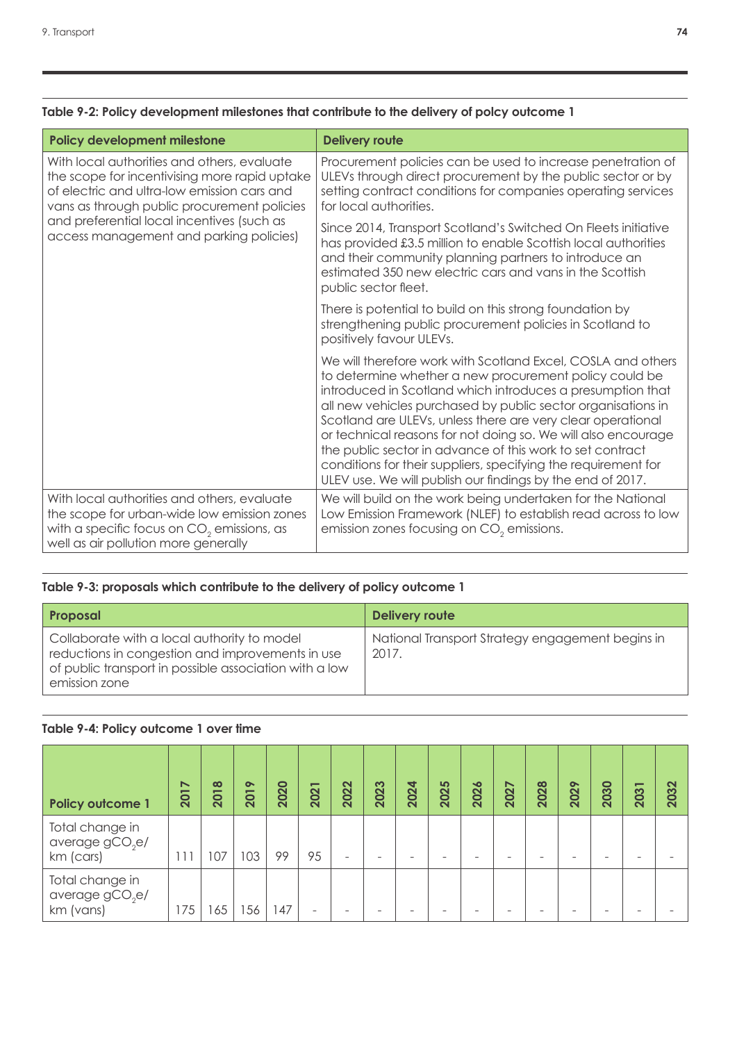**Table 9-2: Policy development milestones that contribute to the delivery of polcy outcome 1**

| Policy development milestone | Delivery route |
| --- | --- |
| With local authorities and others, evaluate the scope for incentivising more rapid uptake of electric and ultra-low emission cars and vans as through public procurement policies and preferential local incentives (such as access management and parking policies) | Procurement policies can be used to increase penetration of ULEVs through direct procurement by the public sector or by setting contract conditions for companies operating services for local authorities.<br><br>Since 2014, Transport Scotland's Switched On Fleets initiative has provided £3.5 million to enable Scottish local authorities and their community planning partners to introduce an estimated 350 new electric cars and vans in the Scottish public sector fleet.<br><br>There is potential to build on this strong foundation by strengthening public procurement policies in Scotland to positively favour ULEVs.<br><br>We will therefore work with Scotland Excel, COSLA and others to determine whether a new procurement policy could be introduced in Scotland which introduces a presumption that all new vehicles purchased by public sector organisations in Scotland are ULEVs, unless there are very clear operational or technical reasons for not doing so. We will also encourage the public sector in advance of this work to set contract conditions for their suppliers, specifying the requirement for ULEV use. We will publish our findings by the end of 2017. |
| With local authorities and others, evaluate the scope for urban-wide low emission zones with a specific focus on $CO_2$ emissions, as well as air pollution more generally | We will build on the work being undertaken for the National Low Emission Framework (NLEF) to establish read across to low emission zones focusing on $CO_2$ emissions. |

**Table 9-3: proposals which contribute to the delivery of policy outcome 1**

| Proposal | Delivery route |
| --- | --- |
| Collaborate with a local authority to model reductions in congestion and improvements in use of public transport in possible association with a low emission zone | National Transport Strategy engagement begins in 2017. |

**Table 9-4: Policy outcome 1 over time**

| Policy outcome 1 | 2017 | 2018 | 2019 | 2020 | 2021 | 2022 | 2023 | 2024 | 2025 | 2026 | 2027 | 2028 | 2029 | 2030 | 2031 | 2032 |
| --- | --- | --- | --- | --- | --- | --- | --- | --- | --- | --- | --- | --- | --- | --- | --- | --- |
| Total change in average $gCO_2e$/km (cars) | 111 | 107 | 103 | 99 | 95 | - | - | - | - | - | - | - | - | - | - | - |
| Total change in average $gCO_2e$/km (vans) | 175 | 165 | 156 | 147 | - | - | - | - | - | - | - | - | - | - | - | - |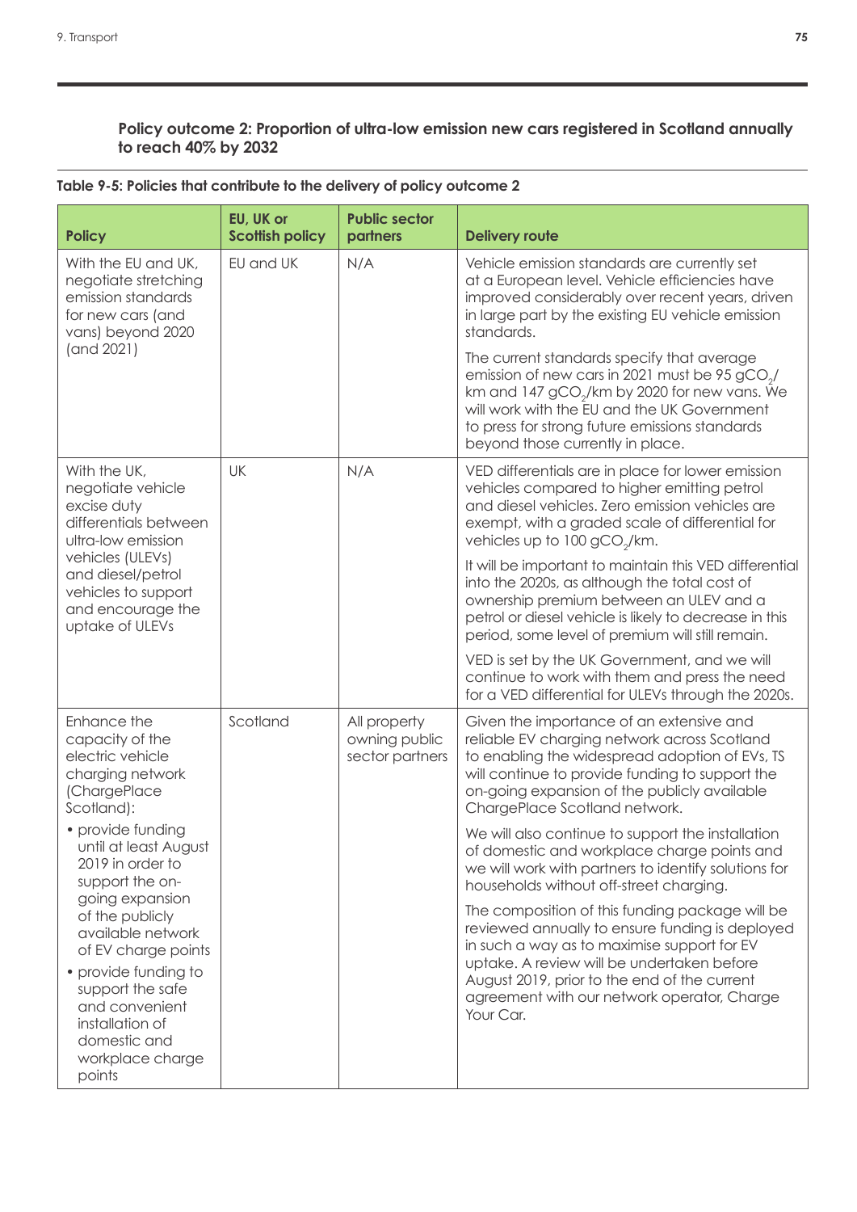### Policy outcome 2: Proportion of ultra-low emission new cars registered in Scotland annually to reach 40% by 2032

**Table 9-5: Policies that contribute to the delivery of policy outcome 2**

| Policy | EU, UK or Scottish policy | Public sector partners | Delivery route |
|---|---|---|---|
| With the EU and UK, negotiate stretching emission standards for new cars (and vans) beyond 2020 (and 2021) | EU and UK | N/A | Vehicle emission standards are currently set at a European level. Vehicle efficiencies have improved considerably over recent years, driven in large part by the existing EU vehicle emission standards.<br><br>The current standards specify that average emission of new cars in 2021 must be 95 $gCO_2$/km and 147 $gCO_2$/km by 2020 for new vans. We will work with the EU and the UK Government to press for strong future emissions standards beyond those currently in place. |
| With the UK, negotiate vehicle excise duty differentials between ultra-low emission vehicles (ULEVs) and diesel/petrol vehicles to support and encourage the uptake of ULEVs | UK | N/A | VED differentials are in place for lower emission vehicles compared to higher emitting petrol and diesel vehicles. Zero emission vehicles are exempt, with a graded scale of differential for vehicles up to 100 $gCO_2$/km.<br><br>It will be important to maintain this VED differential into the 2020s, as although the total cost of ownership premium between an ULEV and a petrol or diesel vehicle is likely to decrease in this period, some level of premium will still remain.<br><br>VED is set by the UK Government, and we will continue to work with them and press the need for a VED differential for ULEVs through the 2020s. |
| Enhance the capacity of the electric vehicle charging network (ChargePlace Scotland):<br>• provide funding until at least August 2019 in order to support the on-going expansion of the publicly available network of EV charge points<br>• provide funding to support the safe and convenient installation of domestic and workplace charge points | Scotland | All property owning public sector partners | Given the importance of an extensive and reliable EV charging network across Scotland to enabling the widespread adoption of EVs, TS will continue to provide funding to support the on-going expansion of the publicly available ChargePlace Scotland network.<br><br>We will also continue to support the installation of domestic and workplace charge points and we will work with partners to identify solutions for households without off-street charging.<br><br>The composition of this funding package will be reviewed annually to ensure funding is deployed in such a way as to maximise support for EV uptake. A review will be undertaken before August 2019, prior to the end of the current agreement with our network operator, Charge Your Car. |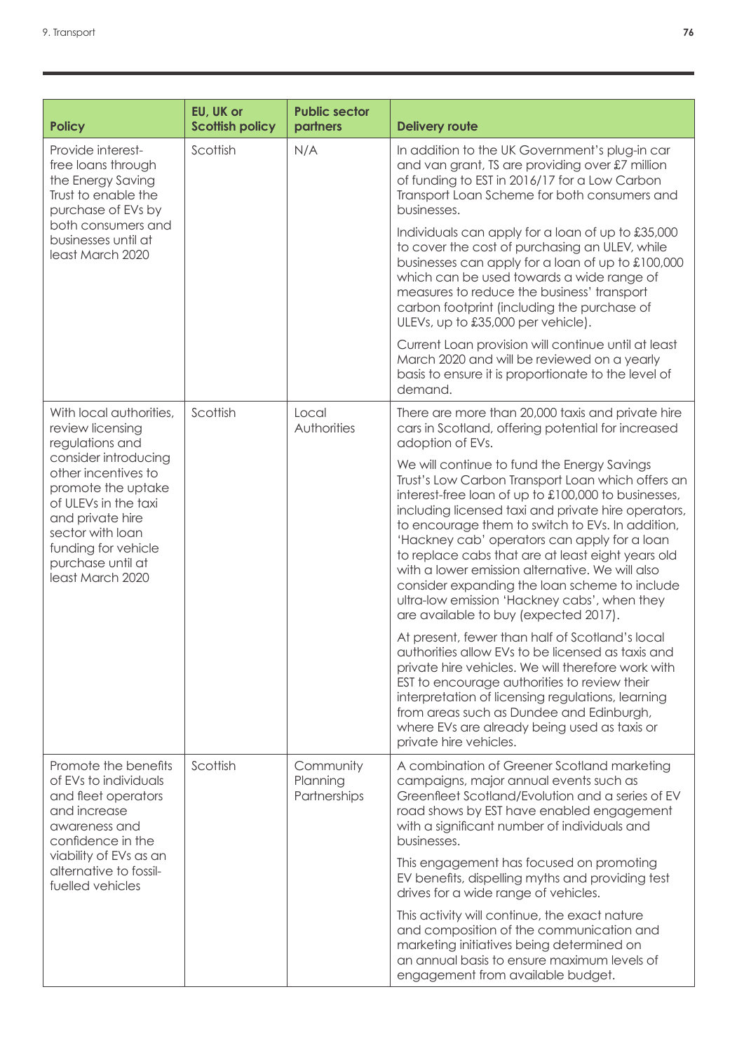| Policy | EU, UK or Scottish policy | Public sector partners | Delivery route |
| --- | --- | --- | --- |
| Provide interest-free loans through the Energy Saving Trust to enable the purchase of EVs by both consumers and businesses until at least March 2020 | Scottish | N/A | In addition to the UK Government's plug-in car and van grant, TS are providing over £7 million of funding to EST in 2016/17 for a Low Carbon Transport Loan Scheme for both consumers and businesses.<br><br>Individuals can apply for a loan of up to £35,000 to cover the cost of purchasing an ULEV, while businesses can apply for a loan of up to £100,000 which can be used towards a wide range of measures to reduce the business' transport carbon footprint (including the purchase of ULEVs, up to £35,000 per vehicle).<br><br>Current Loan provision will continue until at least March 2020 and will be reviewed on a yearly basis to ensure it is proportionate to the level of demand. |
| With local authorities, review licensing regulations and consider introducing other incentives to promote the uptake of ULEVs in the taxi and private hire sector with loan funding for vehicle purchase until at least March 2020 | Scottish | Local Authorities | There are more than 20,000 taxis and private hire cars in Scotland, offering potential for increased adoption of EVs.<br><br>We will continue to fund the Energy Savings Trust's Low Carbon Transport Loan which offers an interest-free loan of up to £100,000 to businesses, including licensed taxi and private hire operators, to encourage them to switch to EVs. In addition, 'Hackney cab' operators can apply for a loan to replace cabs that are at least eight years old with a lower emission alternative. We will also consider expanding the loan scheme to include ultra-low emission 'Hackney cabs', when they are available to buy (expected 2017).<br><br>At present, fewer than half of Scotland's local authorities allow EVs to be licensed as taxis and private hire vehicles. We will therefore work with EST to encourage authorities to review their interpretation of licensing regulations, learning from areas such as Dundee and Edinburgh, where EVs are already being used as taxis or private hire vehicles. |
| Promote the benefits of EVs to individuals and fleet operators and increase awareness and confidence in the viability of EVs as an alternative to fossil-fuelled vehicles | Scottish | Community Planning Partnerships | A combination of Greener Scotland marketing campaigns, major annual events such as Greenfleet Scotland/Evolution and a series of EV road shows by EST have enabled engagement with a significant number of individuals and businesses.<br><br>This engagement has focused on promoting EV benefits, dispelling myths and providing test drives for a wide range of vehicles.<br><br>This activity will continue, the exact nature and composition of the communication and marketing initiatives being determined on an annual basis to ensure maximum levels of engagement from available budget. |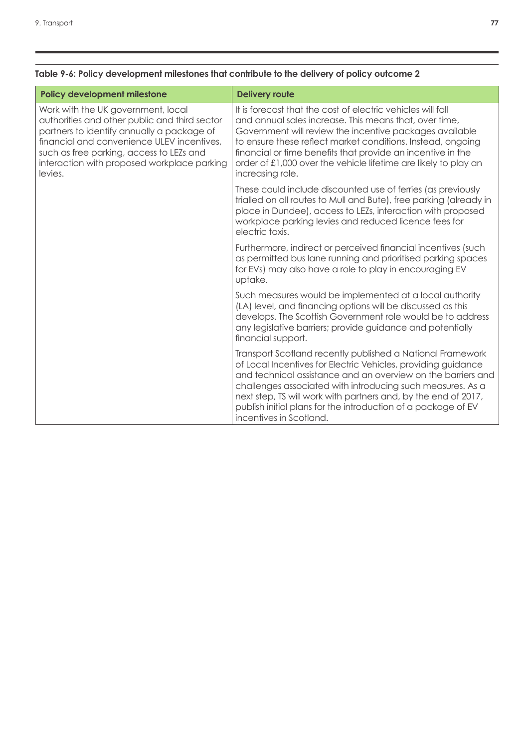**Table 9-6: Policy development milestones that contribute to the delivery of policy outcome 2**

| Policy development milestone | Delivery route |
| --- | --- |
| Work with the UK government, local authorities and other public and third sector partners to identify annually a package of financial and convenience ULEV incentives, such as free parking, access to LEZs and interaction with proposed workplace parking levies. | It is forecast that the cost of electric vehicles will fall and annual sales increase. This means that, over time, Government will review the incentive packages available to ensure these reflect market conditions. Instead, ongoing financial or time benefits that provide an incentive in the order of £1,000 over the vehicle lifetime are likely to play an increasing role.<br><br>These could include discounted use of ferries (as previously trialled on all routes to Mull and Bute), free parking (already in place in Dundee), access to LEZs, interaction with proposed workplace parking levies and reduced licence fees for electric taxis.<br><br>Furthermore, indirect or perceived financial incentives (such as permitted bus lane running and prioritised parking spaces for EVs) may also have a role to play in encouraging EV uptake.<br><br>Such measures would be implemented at a local authority (LA) level, and financing options will be discussed as this develops. The Scottish Government role would be to address any legislative barriers; provide guidance and potentially financial support.<br><br>Transport Scotland recently published a National Framework of Local Incentives for Electric Vehicles, providing guidance and technical assistance and an overview on the barriers and challenges associated with introducing such measures. As a next step, TS will work with partners and, by the end of 2017, publish initial plans for the introduction of a package of EV incentives in Scotland. |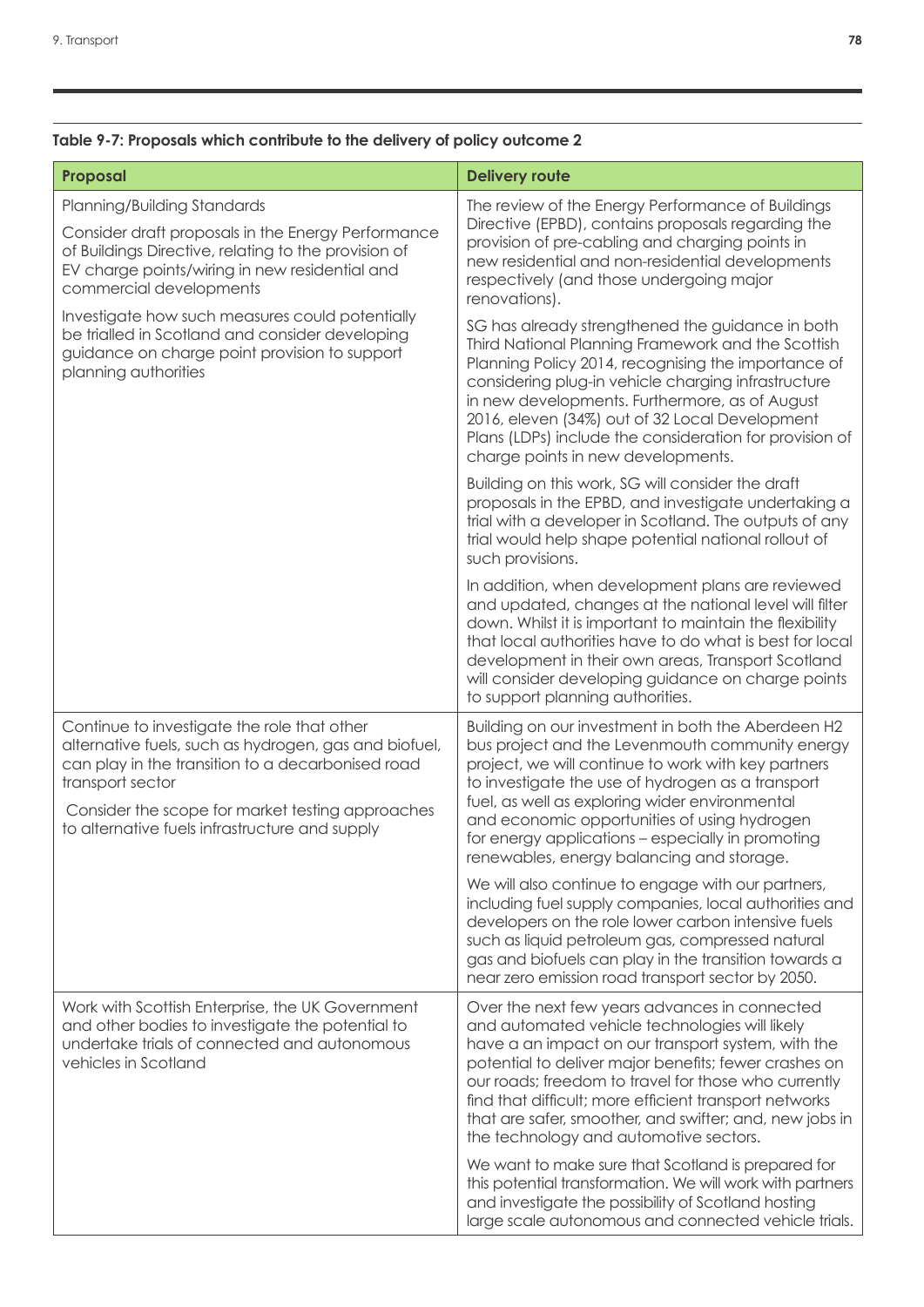**Table 9-7: Proposals which contribute to the delivery of policy outcome 2**

| Proposal | Delivery route |
| --- | --- |
| Planning/Building Standards<br><br>Consider draft proposals in the Energy Performance of Buildings Directive, relating to the provision of EV charge points/wiring in new residential and commercial developments<br><br>Investigate how such measures could potentially be trialled in Scotland and consider developing guidance on charge point provision to support planning authorities | The review of the Energy Performance of Buildings Directive (EPBD), contains proposals regarding the provision of pre-cabling and charging points in new residential and non-residential developments respectively (and those undergoing major renovations).<br><br>SG has already strengthened the guidance in both Third National Planning Framework and the Scottish Planning Policy 2014, recognising the importance of considering plug-in vehicle charging infrastructure in new developments. Furthermore, as of August 2016, eleven (34%) out of 32 Local Development Plans (LDPs) include the consideration for provision of charge points in new developments.<br><br>Building on this work, SG will consider the draft proposals in the EPBD, and investigate undertaking a trial with a developer in Scotland. The outputs of any trial would help shape potential national rollout of such provisions.<br><br>In addition, when development plans are reviewed and updated, changes at the national level will filter down. Whilst it is important to maintain the flexibility that local authorities have to do what is best for local development in their own areas, Transport Scotland will consider developing guidance on charge points to support planning authorities. |
| Continue to investigate the role that other alternative fuels, such as hydrogen, gas and biofuel, can play in the transition to a decarbonised road transport sector<br><br>Consider the scope for market testing approaches to alternative fuels infrastructure and supply | Building on our investment in both the Aberdeen H2 bus project and the Levenmouth community energy project, we will continue to work with key partners to investigate the use of hydrogen as a transport fuel, as well as exploring wider environmental and economic opportunities of using hydrogen for energy applications – especially in promoting renewables, energy balancing and storage.<br><br>We will also continue to engage with our partners, including fuel supply companies, local authorities and developers on the role lower carbon intensive fuels such as liquid petroleum gas, compressed natural gas and biofuels can play in the transition towards a near zero emission road transport sector by 2050. |
| Work with Scottish Enterprise, the UK Government and other bodies to investigate the potential to undertake trials of connected and autonomous vehicles in Scotland | Over the next few years advances in connected and automated vehicle technologies will likely have a an impact on our transport system, with the potential to deliver major benefits; fewer crashes on our roads; freedom to travel for those who currently find that difficult; more efficient transport networks that are safer, smoother, and swifter; and, new jobs in the technology and automotive sectors.<br><br>We want to make sure that Scotland is prepared for this potential transformation. We will work with partners and investigate the possibility of Scotland hosting large scale autonomous and connected vehicle trials. |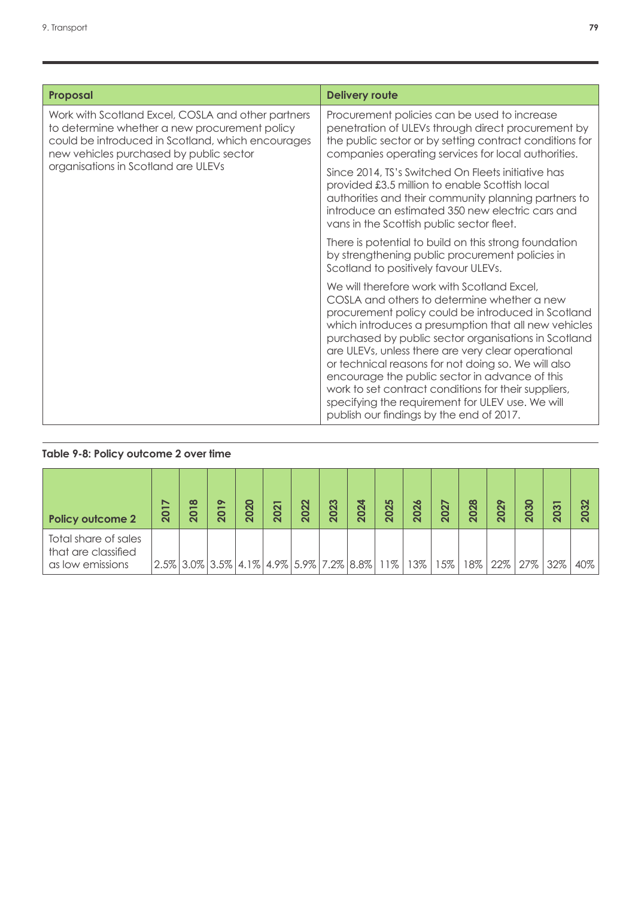| Proposal | Delivery route |
|---|---|
| Work with Scotland Excel, COSLA and other partners to determine whether a new procurement policy could be introduced in Scotland, which encourages new vehicles purchased by public sector organisations in Scotland are ULEVs | Procurement policies can be used to increase penetration of ULEVs through direct procurement by the public sector or by setting contract conditions for companies operating services for local authorities.<br><br>Since 2014, TS's Switched On Fleets initiative has provided £3.5 million to enable Scottish local authorities and their community planning partners to introduce an estimated 350 new electric cars and vans in the Scottish public sector fleet.<br><br>There is potential to build on this strong foundation by strengthening public procurement policies in Scotland to positively favour ULEVs.<br><br>We will therefore work with Scotland Excel, COSLA and others to determine whether a new procurement policy could be introduced in Scotland which introduces a presumption that all new vehicles purchased by public sector organisations in Scotland are ULEVs, unless there are very clear operational or technical reasons for not doing so. We will also encourage the public sector in advance of this work to set contract conditions for their suppliers, specifying the requirement for ULEV use. We will publish our findings by the end of 2017. |

**Table 9-8: Policy outcome 2 over time**

| Policy outcome 2 | 2017 | 2018 | 2019 | 2020 | 2021 | 2022 | 2023 | 2024 | 2025 | 2026 | 2027 | 2028 | 2029 | 2030 | 2031 | 2032 |
|---|---|---|---|---|---|---|---|---|---|---|---|---|---|---|---|---|
| Total share of sales that are classified as low emissions | 2.5% | 3.0% | 3.5% | 4.1% | 4.9% | 5.9% | 7.2% | 8.8% | 11% | 13% | 15% | 18% | 22% | 27% | 32% | 40% |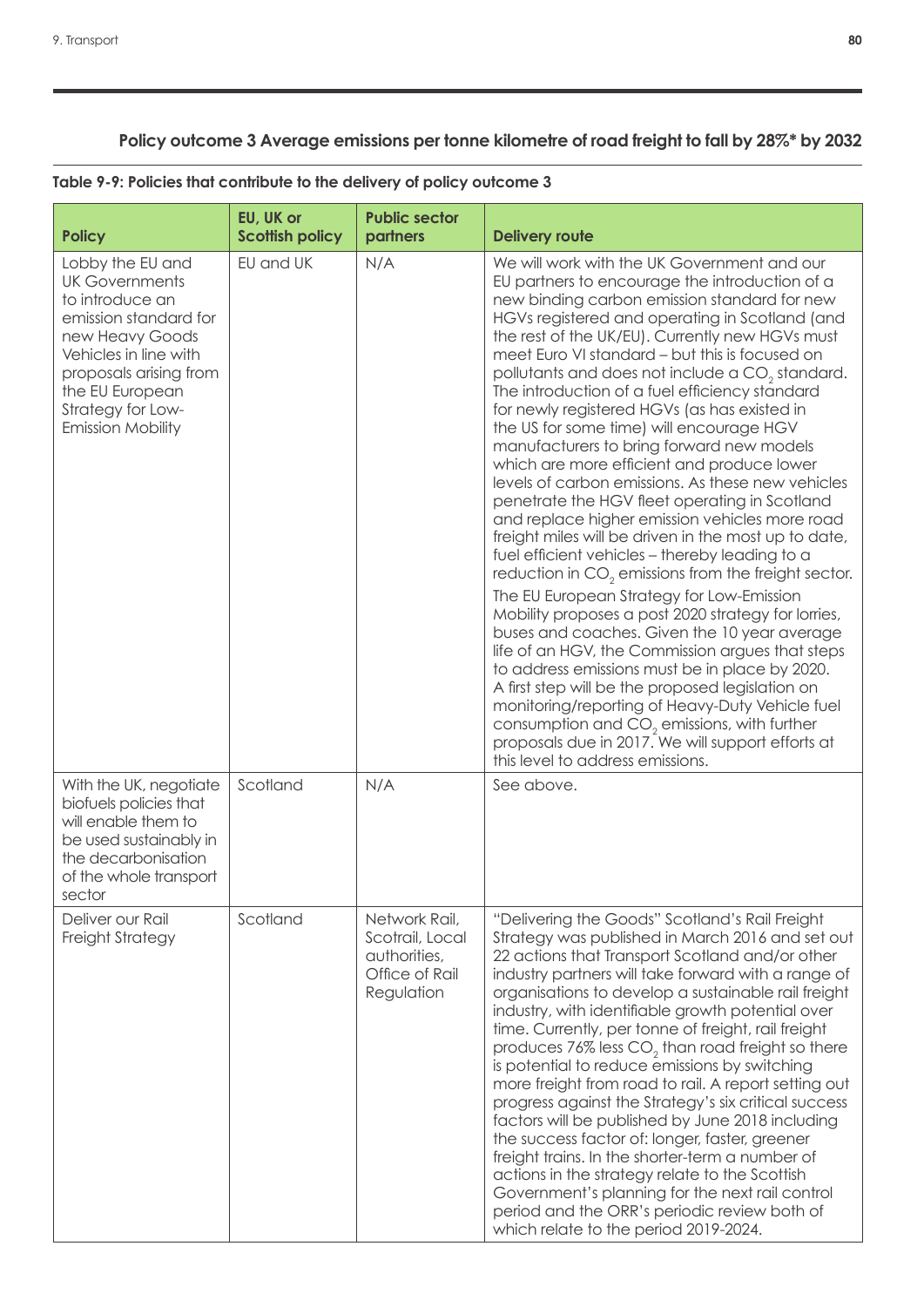## Policy outcome 3 Average emissions per tonne kilometre of road freight to fall by 28%* by 2032

**Table 9-9: Policies that contribute to the delivery of policy outcome 3**

| Policy | EU, UK or Scottish policy | Public sector partners | Delivery route |
|---|---|---|---|
| Lobby the EU and UK Governments to introduce an emission standard for new Heavy Goods Vehicles in line with proposals arising from the EU European Strategy for Low-Emission Mobility | EU and UK | N/A | We will work with the UK Government and our EU partners to encourage the introduction of a new binding carbon emission standard for new HGVs registered and operating in Scotland (and the rest of the UK/EU). Currently new HGVs must meet Euro VI standard – but this is focused on pollutants and does not include a $CO_2$ standard. The introduction of a fuel efficiency standard for newly registered HGVs (as has existed in the US for some time) will encourage HGV manufacturers to bring forward new models which are more efficient and produce lower levels of carbon emissions. As these new vehicles penetrate the HGV fleet operating in Scotland and replace higher emission vehicles more road freight miles will be driven in the most up to date, fuel efficient vehicles – thereby leading to a reduction in $CO_2$ emissions from the freight sector.<br>The EU European Strategy for Low-Emission Mobility proposes a post 2020 strategy for lorries, buses and coaches. Given the 10 year average life of an HGV, the Commission argues that steps to address emissions must be in place by 2020. A first step will be the proposed legislation on monitoring/reporting of Heavy-Duty Vehicle fuel consumption and $CO_2$ emissions, with further proposals due in 2017. We will support efforts at this level to address emissions. |
| With the UK, negotiate biofuels policies that will enable them to be used sustainably in the decarbonisation of the whole transport sector | Scotland | N/A | See above. |
| Deliver our Rail Freight Strategy | Scotland | Network Rail, Scotrail, Local authorities, Office of Rail Regulation | "Delivering the Goods" Scotland's Rail Freight Strategy was published in March 2016 and set out 22 actions that Transport Scotland and/or other industry partners will take forward with a range of organisations to develop a sustainable rail freight industry, with identifiable growth potential over time. Currently, per tonne of freight, rail freight produces 76% less $CO_2$ than road freight so there is potential to reduce emissions by switching more freight from road to rail. A report setting out progress against the Strategy's six critical success factors will be published by June 2018 including the success factor of: longer, faster, greener freight trains. In the shorter-term a number of actions in the strategy relate to the Scottish Government's planning for the next rail control period and the ORR's periodic review both of which relate to the period 2019-2024. |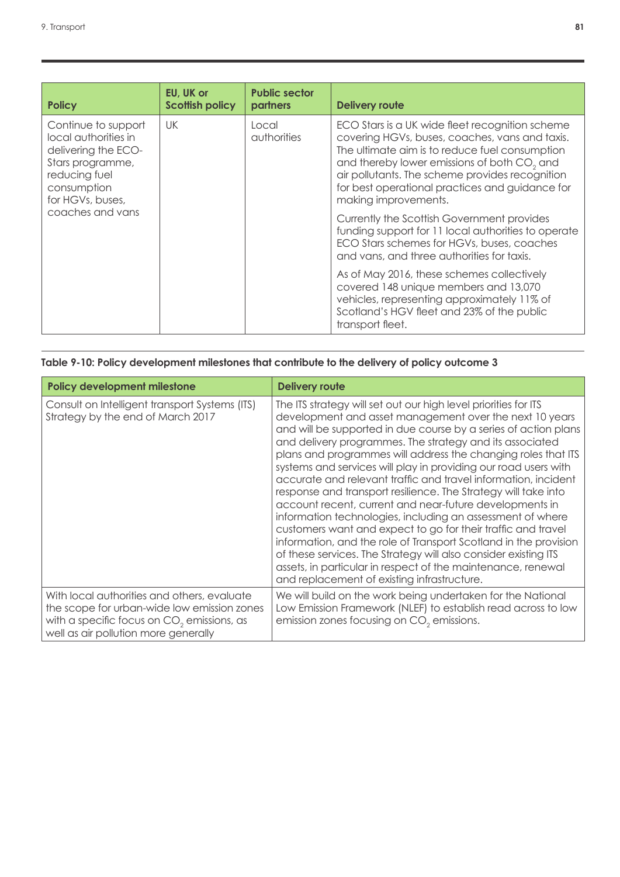| Policy | EU, UK or Scottish policy | Public sector partners | Delivery route |
|---|---|---|---|
| Continue to support local authorities in delivering the ECO-Stars programme, reducing fuel consumption for HGVs, buses, coaches and vans | UK | Local authorities | ECO Stars is a UK wide fleet recognition scheme covering HGVs, buses, coaches, vans and taxis. The ultimate aim is to reduce fuel consumption and thereby lower emissions of both $CO_2$ and air pollutants. The scheme provides recognition for best operational practices and guidance for making improvements.<br><br>Currently the Scottish Government provides funding support for 11 local authorities to operate ECO Stars schemes for HGVs, buses, coaches and vans, and three authorities for taxis.<br><br>As of May 2016, these schemes collectively covered 148 unique members and 13,070 vehicles, representing approximately 11% of Scotland's HGV fleet and 23% of the public transport fleet. |

**Table 9-10: Policy development milestones that contribute to the delivery of policy outcome 3**

| Policy development milestone | Delivery route |
|---|---|
| Consult on Intelligent transport Systems (ITS) Strategy by the end of March 2017 | The ITS strategy will set out our high level priorities for ITS development and asset management over the next 10 years and will be supported in due course by a series of action plans and delivery programmes. The strategy and its associated plans and programmes will address the changing roles that ITS systems and services will play in providing our road users with accurate and relevant traffic and travel information, incident response and transport resilience. The Strategy will take into account recent, current and near-future developments in information technologies, including an assessment of where customers want and expect to go for their traffic and travel information, and the role of Transport Scotland in the provision of these services. The Strategy will also consider existing ITS assets, in particular in respect of the maintenance, renewal and replacement of existing infrastructure. |
| With local authorities and others, evaluate the scope for urban-wide low emission zones with a specific focus on $CO_2$ emissions, as well as air pollution more generally | We will build on the work being undertaken for the National Low Emission Framework (NLEF) to establish read across to low emission zones focusing on $CO_2$ emissions. |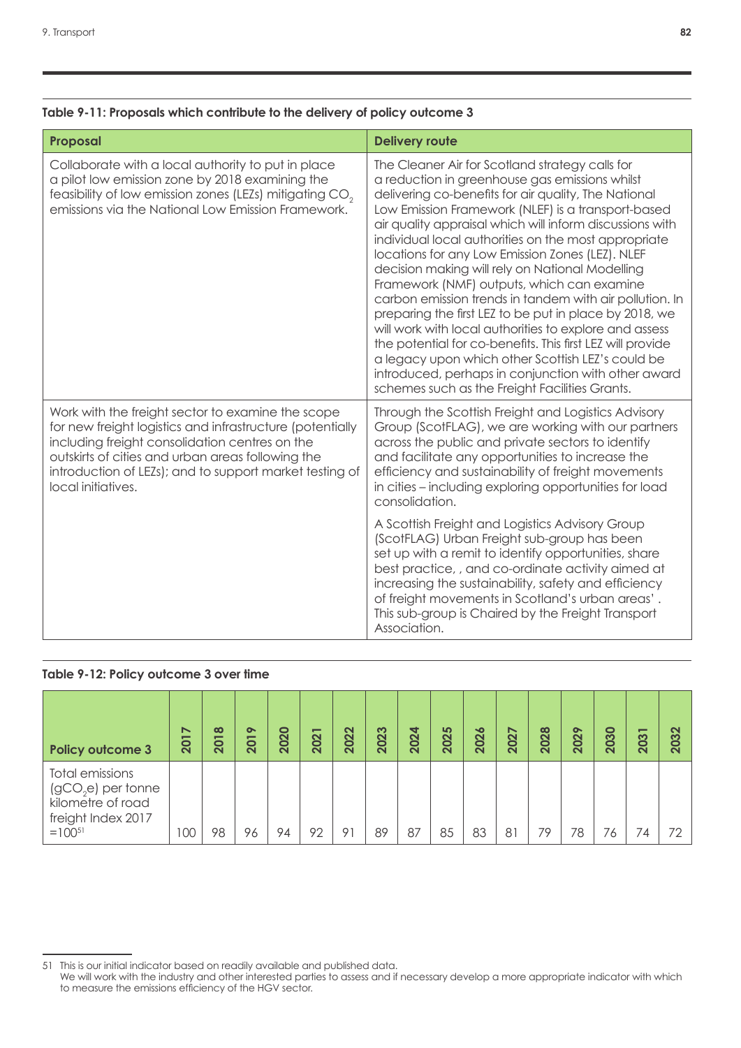**Table 9-11: Proposals which contribute to the delivery of policy outcome 3**

| Proposal | Delivery route |
| --- | --- |
| Collaborate with a local authority to put in place a pilot low emission zone by 2018 examining the feasibility of low emission zones (LEZs) mitigating $CO_2$ emissions via the National Low Emission Framework. | The Cleaner Air for Scotland strategy calls for a reduction in greenhouse gas emissions whilst delivering co-benefits for air quality, The National Low Emission Framework (NLEF) is a transport-based air quality appraisal which will inform discussions with individual local authorities on the most appropriate locations for any Low Emission Zones (LEZ). NLEF decision making will rely on National Modelling Framework (NMF) outputs, which can examine carbon emission trends in tandem with air pollution. In preparing the first LEZ to be put in place by 2018, we will work with local authorities to explore and assess the potential for co-benefits. This first LEZ will provide a legacy upon which other Scottish LEZ's could be introduced, perhaps in conjunction with other award schemes such as the Freight Facilities Grants. |
| Work with the freight sector to examine the scope for new freight logistics and infrastructure (potentially including freight consolidation centres on the outskirts of cities and urban areas following the introduction of LEZs); and to support market testing of local initiatives. | Through the Scottish Freight and Logistics Advisory Group (ScotFLAG), we are working with our partners across the public and private sectors to identify and facilitate any opportunities to increase the efficiency and sustainability of freight movements in cities – including exploring opportunities for load consolidation.<br><br>A Scottish Freight and Logistics Advisory Group (ScotFLAG) Urban Freight sub-group has been set up with a remit to identify opportunities, share best practice, , and co-ordinate activity aimed at increasing the sustainability, safety and efficiency of freight movements in Scotland's urban areas' . This sub-group is Chaired by the Freight Transport Association. |

**Table 9-12: Policy outcome 3 over time**

| Policy outcome 3 | 2017 | 2018 | 2019 | 2020 | 2021 | 2022 | 2023 | 2024 | 2025 | 2026 | 2027 | 2028 | 2029 | 2030 | 2031 | 2032 |
| --- | --- | --- | --- | --- | --- | --- | --- | --- | --- | --- | --- | --- | --- | --- | --- | --- |
| Total emissions ($gCO_2e$) per tonne kilometre of road freight Index 2017 =100[51] | 100 | 98 | 96 | 94 | 92 | 91 | 89 | 87 | 85 | 83 | 81 | 79 | 78 | 76 | 74 | 72 |

51 This is our initial indicator based on readily available and published data.
We will work with the industry and other interested parties to assess and if necessary develop a more appropriate indicator with which to measure the emissions efficiency of the HGV sector.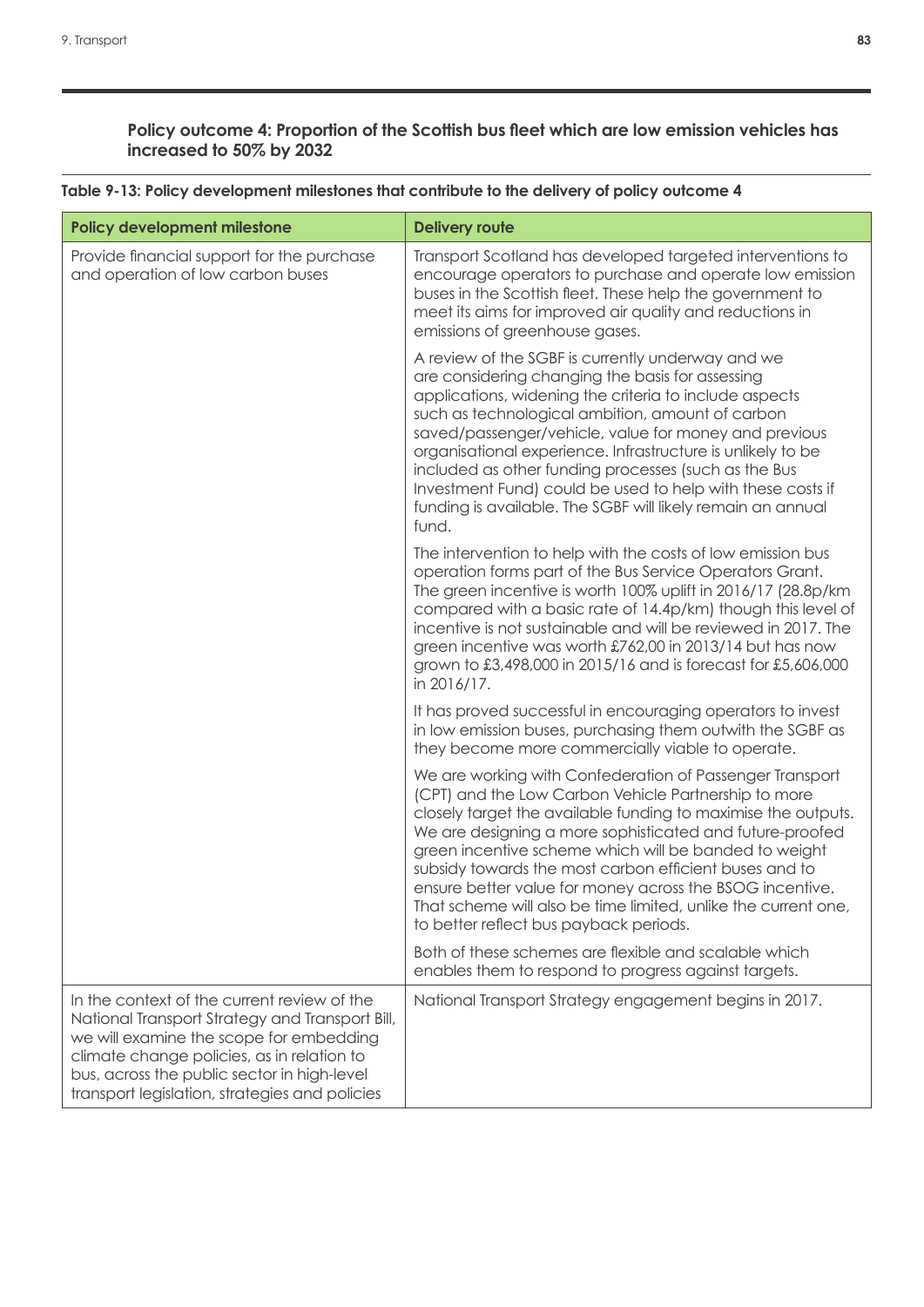### Policy outcome 4: Proportion of the Scottish bus fleet which are low emission vehicles has increased to 50% by 2032

**Table 9-13: Policy development milestones that contribute to the delivery of policy outcome 4**

| Policy development milestone | Delivery route |
|---|---|
| Provide financial support for the purchase and operation of low carbon buses | Transport Scotland has developed targeted interventions to encourage operators to purchase and operate low emission buses in the Scottish fleet. These help the government to meet its aims for improved air quality and reductions in emissions of greenhouse gases.<br><br>A review of the SGBF is currently underway and we are considering changing the basis for assessing applications, widening the criteria to include aspects such as technological ambition, amount of carbon saved/passenger/vehicle, value for money and previous organisational experience. Infrastructure is unlikely to be included as other funding processes (such as the Bus Investment Fund) could be used to help with these costs if funding is available. The SGBF will likely remain an annual fund.<br><br>The intervention to help with the costs of low emission bus operation forms part of the Bus Service Operators Grant. The green incentive is worth 100% uplift in 2016/17 (28.8p/km compared with a basic rate of 14.4p/km) though this level of incentive is not sustainable and will be reviewed in 2017. The green incentive was worth £762,00 in 2013/14 but has now grown to £3,498,000 in 2015/16 and is forecast for £5,606,000 in 2016/17.<br><br>It has proved successful in encouraging operators to invest in low emission buses, purchasing them outwith the SGBF as they become more commercially viable to operate.<br><br>We are working with Confederation of Passenger Transport (CPT) and the Low Carbon Vehicle Partnership to more closely target the available funding to maximise the outputs. We are designing a more sophisticated and future-proofed green incentive scheme which will be banded to weight subsidy towards the most carbon efficient buses and to ensure better value for money across the BSOG incentive. That scheme will also be time limited, unlike the current one, to better reflect bus payback periods.<br><br>Both of these schemes are flexible and scalable which enables them to respond to progress against targets. |
| In the context of the current review of the National Transport Strategy and Transport Bill, we will examine the scope for embedding climate change policies, as in relation to bus, across the public sector in high-level transport legislation, strategies and policies | National Transport Strategy engagement begins in 2017. |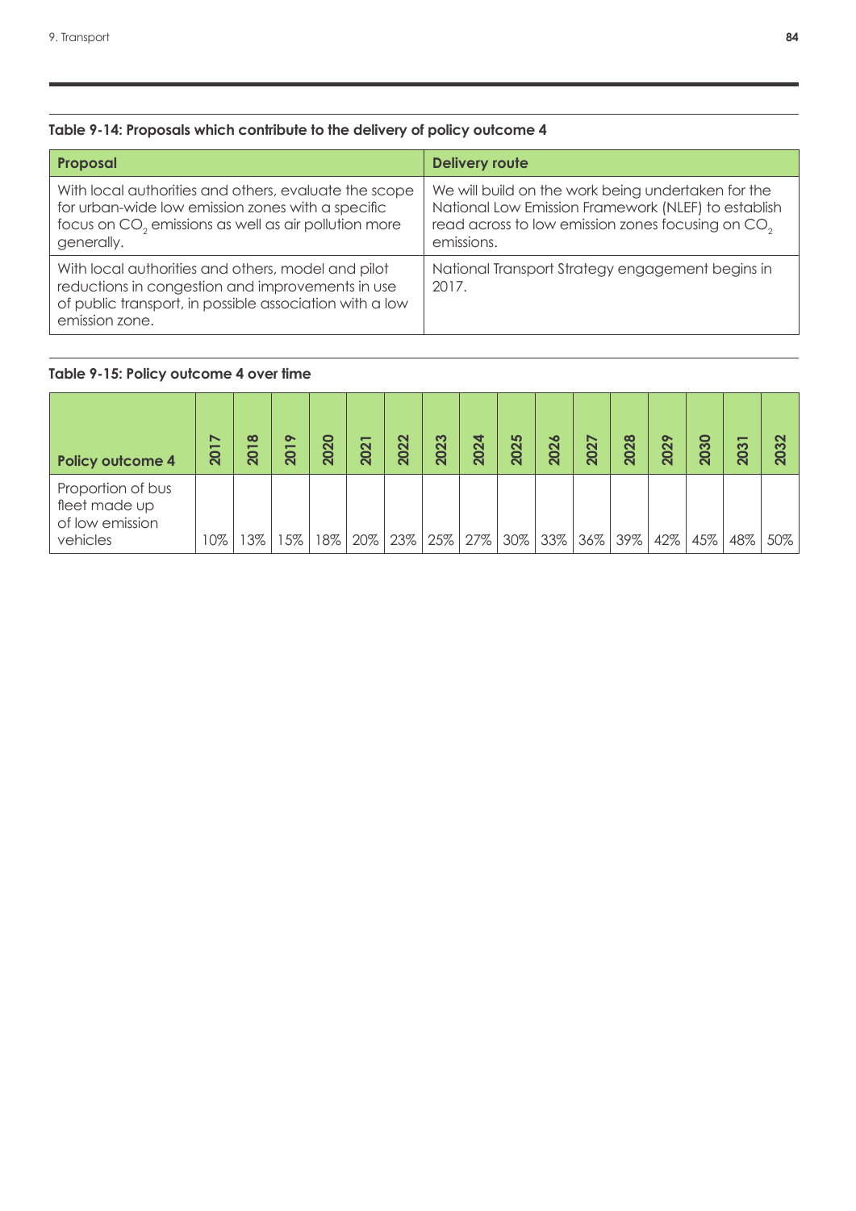**Table 9-14: Proposals which contribute to the delivery of policy outcome 4**

| Proposal | Delivery route |
|---|---|
| With local authorities and others, evaluate the scope for urban-wide low emission zones with a specific focus on $CO_2$ emissions as well as air pollution more generally. | We will build on the work being undertaken for the National Low Emission Framework (NLEF) to establish read across to low emission zones focusing on $CO_2$ emissions. |
| With local authorities and others, model and pilot reductions in congestion and improvements in use of public transport, in possible association with a low emission zone. | National Transport Strategy engagement begins in 2017. |

**Table 9-15: Policy outcome 4 over time**

| Policy outcome 4 | 2017 | 2018 | 2019 | 2020 | 2021 | 2022 | 2023 | 2024 | 2025 | 2026 | 2027 | 2028 | 2029 | 2030 | 2031 | 2032 |
|---|---|---|---|---|---|---|---|---|---|---|---|---|---|---|---|---|
| Proportion of bus fleet made up of low emission vehicles | 10% | 13% | 15% | 18% | 20% | 23% | 25% | 27% | 30% | 33% | 36% | 39% | 42% | 45% | 48% | 50% |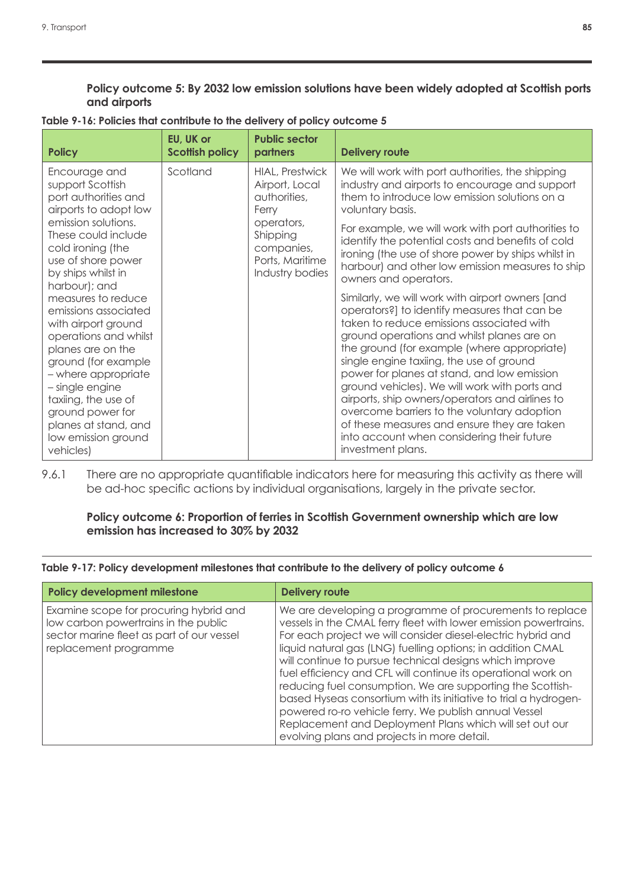**Policy outcome 5: By 2032 low emission solutions have been widely adopted at Scottish ports and airports**

**Table 9-16: Policies that contribute to the delivery of policy outcome 5**

| Policy | EU, UK or Scottish policy | Public sector partners | Delivery route |
|---|---|---|---|
| Encourage and support Scottish port authorities and airports to adopt low emission solutions. These could include cold ironing (the use of shore power by ships whilst in harbour); and measures to reduce emissions associated with airport ground operations and whilst planes are on the ground (for example – where appropriate – single engine taxiing, the use of ground power for planes at stand, and low emission ground vehicles) | Scotland | HIAL, Prestwick Airport, Local authorities, Ferry operators, Shipping companies, Ports, Maritime Industry bodies | We will work with port authorities, the shipping industry and airports to encourage and support them to introduce low emission solutions on a voluntary basis.<br><br>For example, we will work with port authorities to identify the potential costs and benefits of cold ironing (the use of shore power by ships whilst in harbour) and other low emission measures to ship owners and operators.<br><br>Similarly, we will work with airport owners [and operators?] to identify measures that can be taken to reduce emissions associated with ground operations and whilst planes are on the ground (for example (where appropriate) single engine taxiing, the use of ground power for planes at stand, and low emission ground vehicles). We will work with ports and airports, ship owners/operators and airlines to overcome barriers to the voluntary adoption of these measures and ensure they are taken into account when considering their future investment plans. |

9.6.1 There are no appropriate quantifiable indicators here for measuring this activity as there will be ad-hoc specific actions by individual organisations, largely in the private sector.

**Policy outcome 6: Proportion of ferries in Scottish Government ownership which are low emission has increased to 30% by 2032**

**Table 9-17: Policy development milestones that contribute to the delivery of policy outcome 6**

| Policy development milestone | Delivery route |
|---|---|
| Examine scope for procuring hybrid and low carbon powertrains in the public sector marine fleet as part of our vessel replacement programme | We are developing a programme of procurements to replace vessels in the CMAL ferry fleet with lower emission powertrains. For each project we will consider diesel-electric hybrid and liquid natural gas (LNG) fuelling options; in addition CMAL will continue to pursue technical designs which improve fuel efficiency and CFL will continue its operational work on reducing fuel consumption. We are supporting the Scottish-based Hyseas consortium with its initiative to trial a hydrogen-powered ro-ro vehicle ferry. We publish annual Vessel Replacement and Deployment Plans which will set out our evolving plans and projects in more detail. |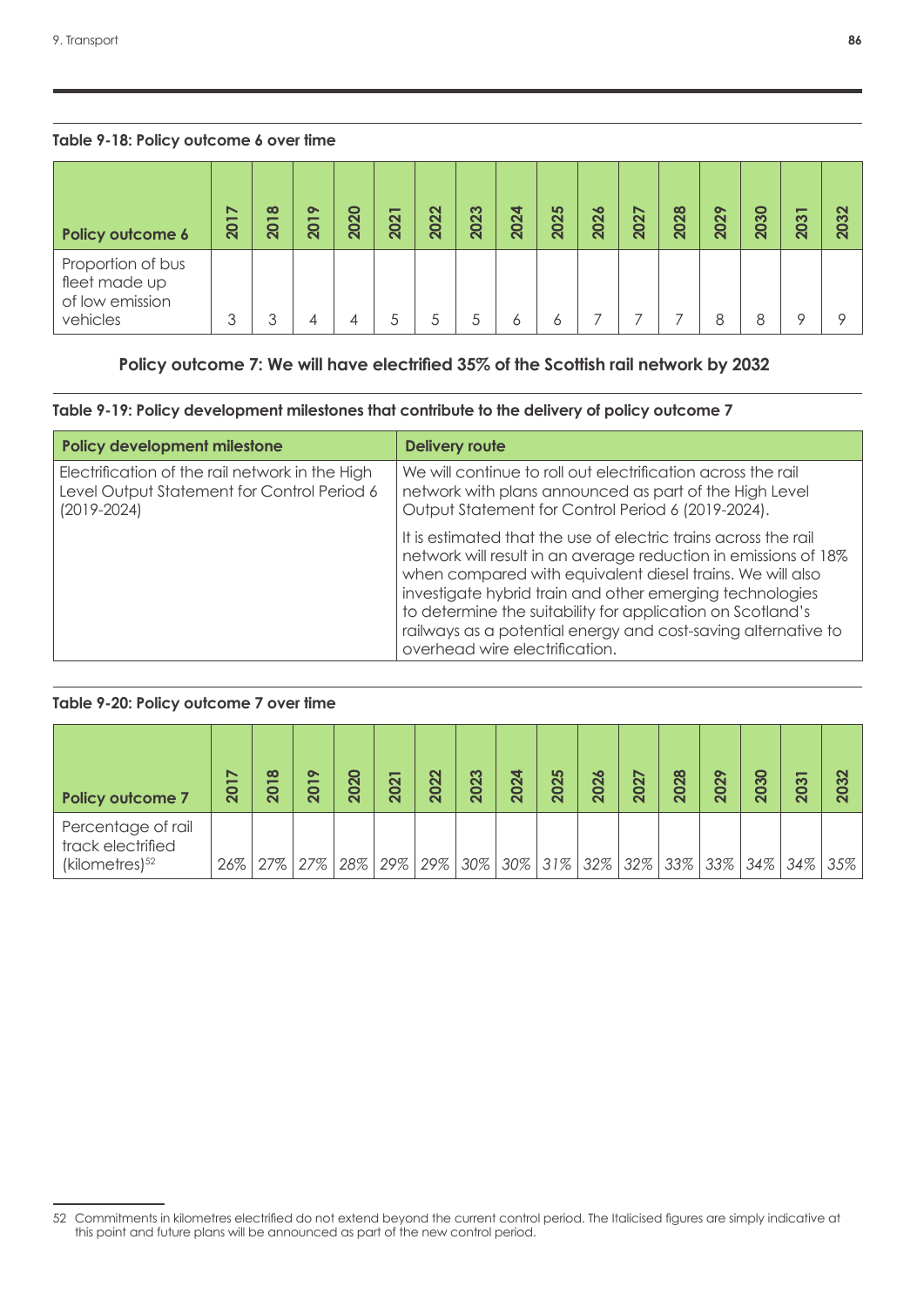**Table 9-18: Policy outcome 6 over time**

| Policy outcome 6 | 2017 | 2018 | 2019 | 2020 | 2021 | 2022 | 2023 | 2024 | 2025 | 2026 | 2027 | 2028 | 2029 | 2030 | 2031 | 2032 |
|---|---|---|---|---|---|---|---|---|---|---|---|---|---|---|---|---|
| Proportion of bus fleet made up of low emission vehicles | 3 | 3 | 4 | 4 | 5 | 5 | 5 | 6 | 6 | 7 | 7 | 7 | 8 | 8 | 9 | 9 |

### Policy outcome 7: We will have electrified 35% of the Scottish rail network by 2032

**Table 9-19: Policy development milestones that contribute to the delivery of policy outcome 7**

| Policy development milestone | Delivery route |
|---|---|
| Electrification of the rail network in the High Level Output Statement for Control Period 6 (2019-2024) | We will continue to roll out electrification across the rail network with plans announced as part of the High Level Output Statement for Control Period 6 (2019-2024).<br><br>It is estimated that the use of electric trains across the rail network will result in an average reduction in emissions of 18% when compared with equivalent diesel trains. We will also investigate hybrid train and other emerging technologies to determine the suitability for application on Scotland's railways as a potential energy and cost-saving alternative to overhead wire electrification. |

**Table 9-20: Policy outcome 7 over time**

| Policy outcome 7 | 2017 | 2018 | 2019 | 2020 | 2021 | 2022 | 2023 | 2024 | 2025 | 2026 | 2027 | 2028 | 2029 | 2030 | 2031 | 2032 |
|---|---|---|---|---|---|---|---|---|---|---|---|---|---|---|---|---|
| Percentage of rail track electrified (kilometres)[52] | *26%* | *27%* | *27%* | *28%* | *29%* | *29%* | *30%* | *30%* | *31%* | *32%* | *32%* | *33%* | *33%* | *34%* | *34%* | *35%* |

52 Commitments in kilometres electrified do not extend beyond the current control period. The Italicised figures are simply indicative at this point and future plans will be announced as part of the new control period.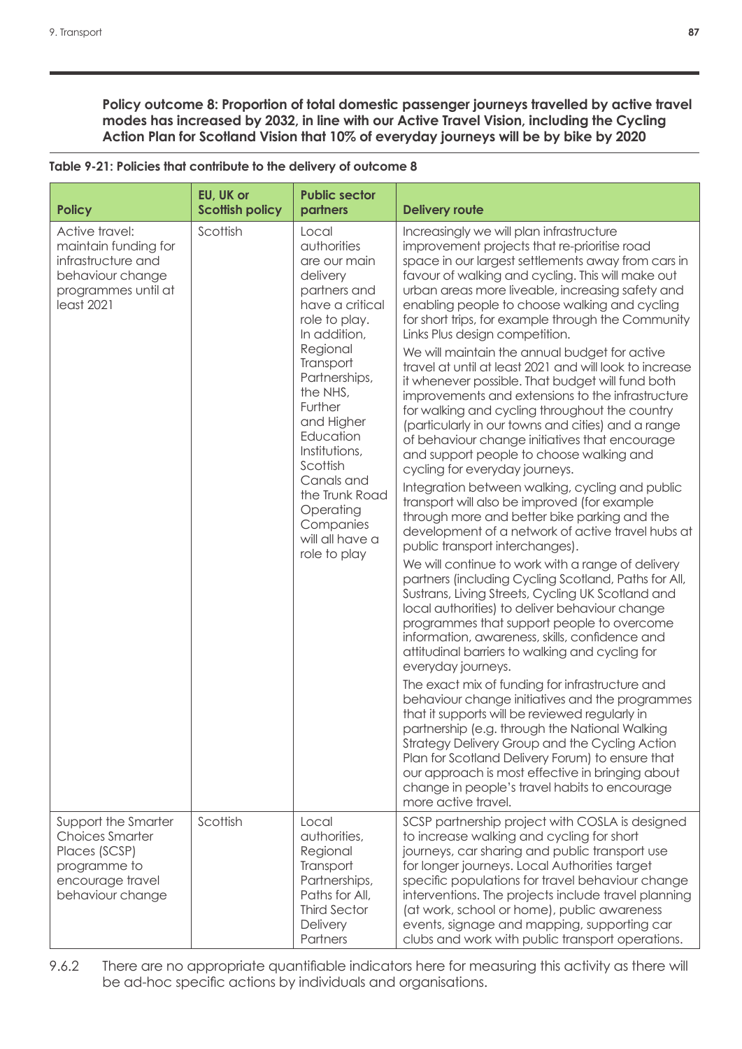**Policy outcome 8: Proportion of total domestic passenger journeys travelled by active travel modes has increased by 2032, in line with our Active Travel Vision, including the Cycling Action Plan for Scotland Vision that 10% of everyday journeys will be by bike by 2020**

**Table 9-21: Policies that contribute to the delivery of outcome 8**

| Policy | EU, UK or Scottish policy | Public sector partners | Delivery route |
|---|---|---|---|
| Active travel: maintain funding for infrastructure and behaviour change programmes until at least 2021 | Scottish | Local authorities are our main delivery partners and have a critical role to play. In addition, Regional Transport Partnerships, the NHS, Further and Higher Education Institutions, Scottish Canals and the Trunk Road Operating Companies will all have a role to play | Increasingly we will plan infrastructure improvement projects that re-prioritise road space in our largest settlements away from cars in favour of walking and cycling. This will make out urban areas more liveable, increasing safety and enabling people to choose walking and cycling for short trips, for example through the Community Links Plus design competition.<br><br>We will maintain the annual budget for active travel at until at least 2021 and will look to increase it whenever possible. That budget will fund both improvements and extensions to the infrastructure for walking and cycling throughout the country (particularly in our towns and cities) and a range of behaviour change initiatives that encourage and support people to choose walking and cycling for everyday journeys.<br><br>Integration between walking, cycling and public transport will also be improved (for example through more and better bike parking and the development of a network of active travel hubs at public transport interchanges).<br><br>We will continue to work with a range of delivery partners (including Cycling Scotland, Paths for All, Sustrans, Living Streets, Cycling UK Scotland and local authorities) to deliver behaviour change programmes that support people to overcome information, awareness, skills, confidence and attitudinal barriers to walking and cycling for everyday journeys.<br><br>The exact mix of funding for infrastructure and behaviour change initiatives and the programmes that it supports will be reviewed regularly in partnership (e.g. through the National Walking Strategy Delivery Group and the Cycling Action Plan for Scotland Delivery Forum) to ensure that our approach is most effective in bringing about change in people's travel habits to encourage more active travel. |
| Support the Smarter Choices Smarter Places (SCSP) programme to encourage travel behaviour change | Scottish | Local authorities, Regional Transport Partnerships, Paths for All, Third Sector Delivery Partners | SCSP partnership project with COSLA is designed to increase walking and cycling for short journeys, car sharing and public transport use for longer journeys. Local Authorities target specific populations for travel behaviour change interventions. The projects include travel planning (at work, school or home), public awareness events, signage and mapping, supporting car clubs and work with public transport operations. |

9.6.2 There are no appropriate quantifiable indicators here for measuring this activity as there will be ad-hoc specific actions by individuals and organisations.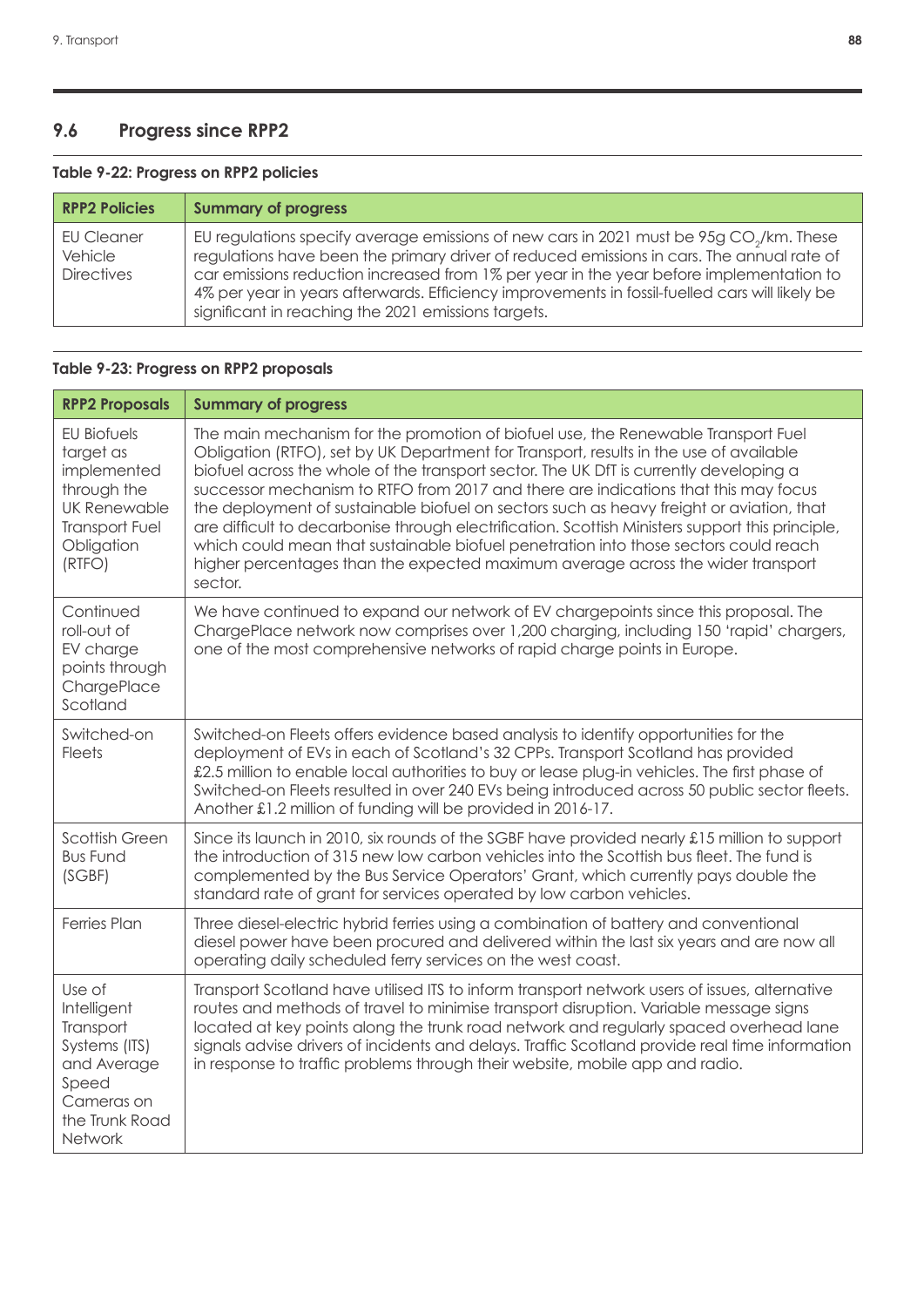## 9.6 Progress since RPP2

**Table 9-22: Progress on RPP2 policies**

| RPP2 Policies | Summary of progress |
|---|---|
| EU Cleaner Vehicle Directives | EU regulations specify average emissions of new cars in 2021 must be 95g $CO_2$/km. These regulations have been the primary driver of reduced emissions in cars. The annual rate of car emissions reduction increased from 1% per year in the year before implementation to 4% per year in years afterwards. Efficiency improvements in fossil-fuelled cars will likely be significant in reaching the 2021 emissions targets. |

**Table 9-23: Progress on RPP2 proposals**

| RPP2 Proposals | Summary of progress |
|---|---|
| EU Biofuels target as implemented through the UK Renewable Transport Fuel Obligation (RTFO) | The main mechanism for the promotion of biofuel use, the Renewable Transport Fuel Obligation (RTFO), set by UK Department for Transport, results in the use of available biofuel across the whole of the transport sector. The UK DfT is currently developing a successor mechanism to RTFO from 2017 and there are indications that this may focus the deployment of sustainable biofuel on sectors such as heavy freight or aviation, that are difficult to decarbonise through electrification. Scottish Ministers support this principle, which could mean that sustainable biofuel penetration into those sectors could reach higher percentages than the expected maximum average across the wider transport sector. |
| Continued roll-out of EV charge points through ChargePlace Scotland | We have continued to expand our network of EV chargepoints since this proposal. The ChargePlace network now comprises over 1,200 charging, including 150 'rapid' chargers, one of the most comprehensive networks of rapid charge points in Europe. |
| Switched-on Fleets | Switched-on Fleets offers evidence based analysis to identify opportunities for the deployment of EVs in each of Scotland's 32 CPPs. Transport Scotland has provided £2.5 million to enable local authorities to buy or lease plug-in vehicles. The first phase of Switched-on Fleets resulted in over 240 EVs being introduced across 50 public sector fleets. Another £1.2 million of funding will be provided in 2016-17. |
| Scottish Green Bus Fund (SGBF) | Since its launch in 2010, six rounds of the SGBF have provided nearly £15 million to support the introduction of 315 new low carbon vehicles into the Scottish bus fleet. The fund is complemented by the Bus Service Operators' Grant, which currently pays double the standard rate of grant for services operated by low carbon vehicles. |
| Ferries Plan | Three diesel-electric hybrid ferries using a combination of battery and conventional diesel power have been procured and delivered within the last six years and are now all operating daily scheduled ferry services on the west coast. |
| Use of Intelligent Transport Systems (ITS) and Average Speed Cameras on the Trunk Road Network | Transport Scotland have utilised ITS to inform transport network users of issues, alternative routes and methods of travel to minimise transport disruption. Variable message signs located at key points along the trunk road network and regularly spaced overhead lane signals advise drivers of incidents and delays. Traffic Scotland provide real time information in response to traffic problems through their website, mobile app and radio. |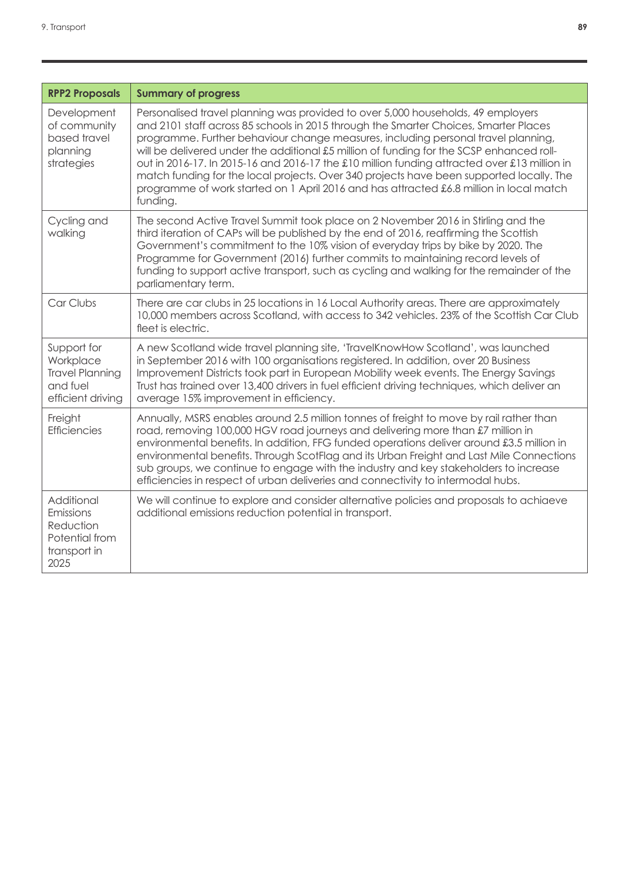| RPP2 Proposals | Summary of progress |
|---|---|
| Development of community based travel planning strategies | Personalised travel planning was provided to over 5,000 households, 49 employers and 2101 staff across 85 schools in 2015 through the Smarter Choices, Smarter Places programme. Further behaviour change measures, including personal travel planning, will be delivered under the additional £5 million of funding for the SCSP enhanced roll-out in 2016-17. In 2015-16 and 2016-17 the £10 million funding attracted over £13 million in match funding for the local projects. Over 340 projects have been supported locally. The programme of work started on 1 April 2016 and has attracted £6.8 million in local match funding. |
| Cycling and walking | The second Active Travel Summit took place on 2 November 2016 in Stirling and the third iteration of CAPs will be published by the end of 2016, reaffirming the Scottish Government's commitment to the 10% vision of everyday trips by bike by 2020. The Programme for Government (2016) further commits to maintaining record levels of funding to support active transport, such as cycling and walking for the remainder of the parliamentary term. |
| Car Clubs | There are car clubs in 25 locations in 16 Local Authority areas. There are approximately 10,000 members across Scotland, with access to 342 vehicles. 23% of the Scottish Car Club fleet is electric. |
| Support for Workplace Travel Planning and fuel efficient driving | A new Scotland wide travel planning site, 'TravelKnowHow Scotland', was launched in September 2016 with 100 organisations registered. In addition, over 20 Business Improvement Districts took part in European Mobility week events. The Energy Savings Trust has trained over 13,400 drivers in fuel efficient driving techniques, which deliver an average 15% improvement in efficiency. |
| Freight Efficiencies | Annually, MSRS enables around 2.5 million tonnes of freight to move by rail rather than road, removing 100,000 HGV road journeys and delivering more than £7 million in environmental benefits. In addition, FFG funded operations deliver around £3.5 million in environmental benefits. Through ScotFlag and its Urban Freight and Last Mile Connections sub groups, we continue to engage with the industry and key stakeholders to increase efficiencies in respect of urban deliveries and connectivity to intermodal hubs. |
| Additional Emissions Reduction Potential from transport in 2025 | We will continue to explore and consider alternative policies and proposals to achiaeve additional emissions reduction potential in transport. |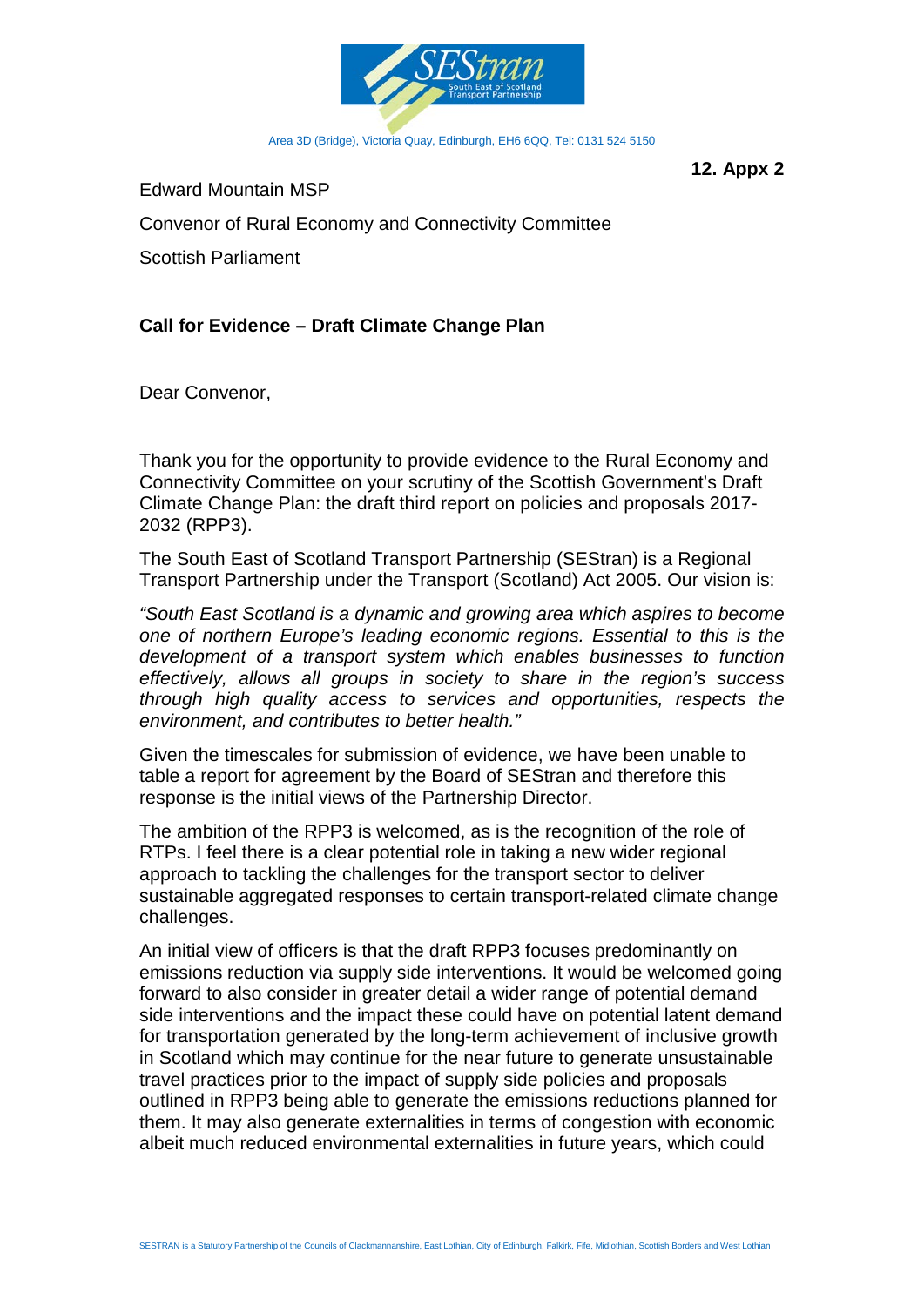Area 3D (Bridge), Victoria Quay, Edinburgh, EH6 6QQ, Tel: 0131 524 5150

**12. Appx 2**

Edward Mountain MSP

Convenor of Rural Economy and Connectivity Committee

Scottish Parliament

**Call for Evidence – Draft Climate Change Plan**

Dear Convenor,

Thank you for the opportunity to provide evidence to the Rural Economy and Connectivity Committee on your scrutiny of the Scottish Government's Draft Climate Change Plan: the draft third report on policies and proposals 2017-2032 (RPP3).

The South East of Scotland Transport Partnership (SEStran) is a Regional Transport Partnership under the Transport (Scotland) Act 2005. Our vision is:

*"South East Scotland is a dynamic and growing area which aspires to become one of northern Europe's leading economic regions. Essential to this is the development of a transport system which enables businesses to function effectively, allows all groups in society to share in the region's success through high quality access to services and opportunities, respects the environment, and contributes to better health."*

Given the timescales for submission of evidence, we have been unable to table a report for agreement by the Board of SEStran and therefore this response is the initial views of the Partnership Director.

The ambition of the RPP3 is welcomed, as is the recognition of the role of RTPs. I feel there is a clear potential role in taking a new wider regional approach to tackling the challenges for the transport sector to deliver sustainable aggregated responses to certain transport-related climate change challenges.

An initial view of officers is that the draft RPP3 focuses predominantly on emissions reduction via supply side interventions. It would be welcomed going forward to also consider in greater detail a wider range of potential demand side interventions and the impact these could have on potential latent demand for transportation generated by the long-term achievement of inclusive growth in Scotland which may continue for the near future to generate unsustainable travel practices prior to the impact of supply side policies and proposals outlined in RPP3 being able to generate the emissions reductions planned for them. It may also generate externalities in terms of congestion with economic albeit much reduced environmental externalities in future years, which could

SESTRAN is a Statutory Partnership of the Councils of Clackmannanshire, East Lothian, City of Edinburgh, Falkirk, Fife, Midlothian, Scottish Borders and West Lothian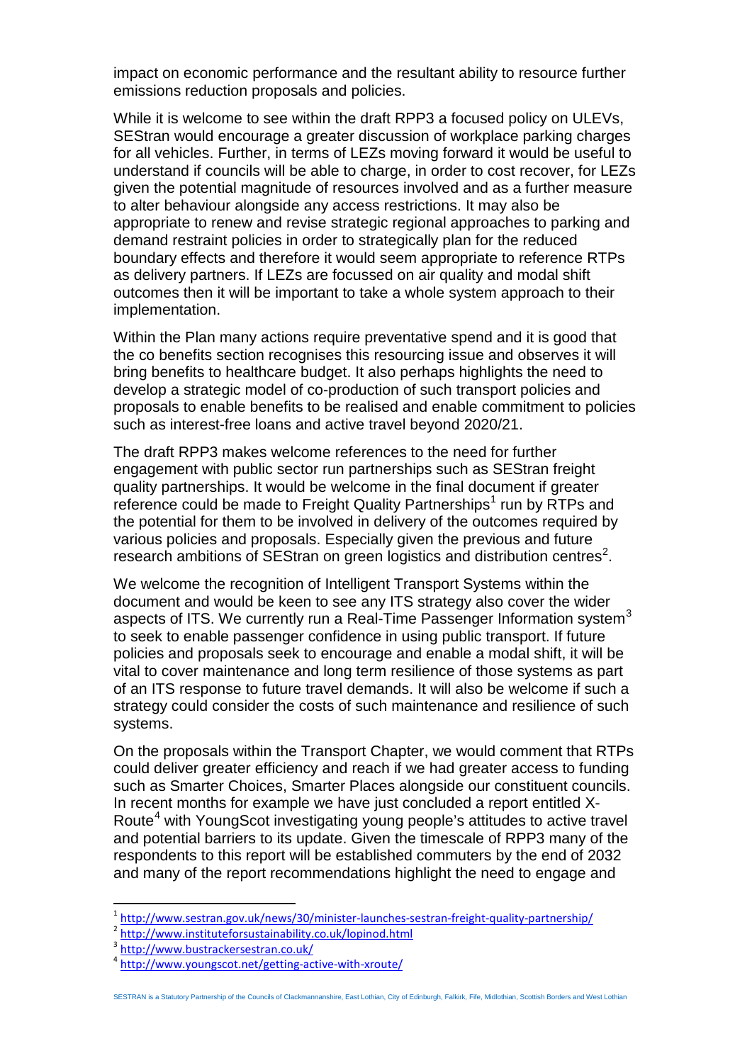impact on economic performance and the resultant ability to resource further emissions reduction proposals and policies.

While it is welcome to see within the draft RPP3 a focused policy on ULEVs, SEStran would encourage a greater discussion of workplace parking charges for all vehicles. Further, in terms of LEZs moving forward it would be useful to understand if councils will be able to charge, in order to cost recover, for LEZs given the potential magnitude of resources involved and as a further measure to alter behaviour alongside any access restrictions. It may also be appropriate to renew and revise strategic regional approaches to parking and demand restraint policies in order to strategically plan for the reduced boundary effects and therefore it would seem appropriate to reference RTPs as delivery partners. If LEZs are focussed on air quality and modal shift outcomes then it will be important to take a whole system approach to their implementation.

Within the Plan many actions require preventative spend and it is good that the co benefits section recognises this resourcing issue and observes it will bring benefits to healthcare budget. It also perhaps highlights the need to develop a strategic model of co-production of such transport policies and proposals to enable benefits to be realised and enable commitment to policies such as interest-free loans and active travel beyond 2020/21.

The draft RPP3 makes welcome references to the need for further engagement with public sector run partnerships such as SEStran freight quality partnerships. It would be welcome in the final document if greater reference could be made to Freight Quality Partnerships[1] run by RTPs and the potential for them to be involved in delivery of the outcomes required by various policies and proposals. Especially given the previous and future research ambitions of SEStran on green logistics and distribution centres[2].

We welcome the recognition of Intelligent Transport Systems within the document and would be keen to see any ITS strategy also cover the wider aspects of ITS. We currently run a Real-Time Passenger Information system[3] to seek to enable passenger confidence in using public transport. If future policies and proposals seek to encourage and enable a modal shift, it will be vital to cover maintenance and long term resilience of those systems as part of an ITS response to future travel demands. It will also be welcome if such a strategy could consider the costs of such maintenance and resilience of such systems.

On the proposals within the Transport Chapter, we would comment that RTPs could deliver greater efficiency and reach if we had greater access to funding such as Smarter Choices, Smarter Places alongside our constituent councils. In recent months for example we have just concluded a report entitled X-Route[4] with YoungScot investigating young people's attitudes to active travel and potential barriers to its update. Given the timescale of RPP3 many of the respondents to this report will be established commuters by the end of 2032 and many of the report recommendations highlight the need to engage and

[1] http://www.sestran.gov.uk/news/30/minister-launches-sestran-freight-quality-partnership/

[2] http://www.instituteforsustainability.co.uk/lopinod.html

[3] http://www.bustrackersestran.co.uk/

[4] http://www.youngscot.net/getting-active-with-xroute/

SESTRAN is a Statutory Partnership of the Councils of Clackmannanshire, East Lothian, City of Edinburgh, Falkirk, Fife, Midlothian, Scottish Borders and West Lothian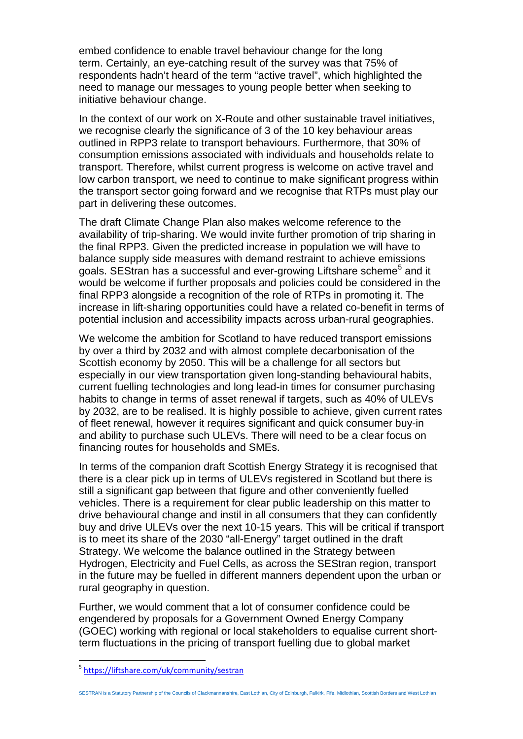embed confidence to enable travel behaviour change for the long term. Certainly, an eye-catching result of the survey was that 75% of respondents hadn't heard of the term "active travel", which highlighted the need to manage our messages to young people better when seeking to initiative behaviour change.

In the context of our work on X-Route and other sustainable travel initiatives, we recognise clearly the significance of 3 of the 10 key behaviour areas outlined in RPP3 relate to transport behaviours. Furthermore, that 30% of consumption emissions associated with individuals and households relate to transport. Therefore, whilst current progress is welcome on active travel and low carbon transport, we need to continue to make significant progress within the transport sector going forward and we recognise that RTPs must play our part in delivering these outcomes.

The draft Climate Change Plan also makes welcome reference to the availability of trip-sharing. We would invite further promotion of trip sharing in the final RPP3. Given the predicted increase in population we will have to balance supply side measures with demand restraint to achieve emissions goals. SEStran has a successful and ever-growing Liftshare scheme[5] and it would be welcome if further proposals and policies could be considered in the final RPP3 alongside a recognition of the role of RTPs in promoting it. The increase in lift-sharing opportunities could have a related co-benefit in terms of potential inclusion and accessibility impacts across urban-rural geographies.

We welcome the ambition for Scotland to have reduced transport emissions by over a third by 2032 and with almost complete decarbonisation of the Scottish economy by 2050. This will be a challenge for all sectors but especially in our view transportation given long-standing behavioural habits, current fuelling technologies and long lead-in times for consumer purchasing habits to change in terms of asset renewal if targets, such as 40% of ULEVs by 2032, are to be realised. It is highly possible to achieve, given current rates of fleet renewal, however it requires significant and quick consumer buy-in and ability to purchase such ULEVs. There will need to be a clear focus on financing routes for households and SMEs.

In terms of the companion draft Scottish Energy Strategy it is recognised that there is a clear pick up in terms of ULEVs registered in Scotland but there is still a significant gap between that figure and other conveniently fuelled vehicles. There is a requirement for clear public leadership on this matter to drive behavioural change and instil in all consumers that they can confidently buy and drive ULEVs over the next 10-15 years. This will be critical if transport is to meet its share of the 2030 "all-Energy" target outlined in the draft Strategy. We welcome the balance outlined in the Strategy between Hydrogen, Electricity and Fuel Cells, as across the SEStran region, transport in the future may be fuelled in different manners dependent upon the urban or rural geography in question.

Further, we would comment that a lot of consumer confidence could be engendered by proposals for a Government Owned Energy Company (GOEC) working with regional or local stakeholders to equalise current short-term fluctuations in the pricing of transport fuelling due to global market

[5] https://liftshare.com/uk/community/sestran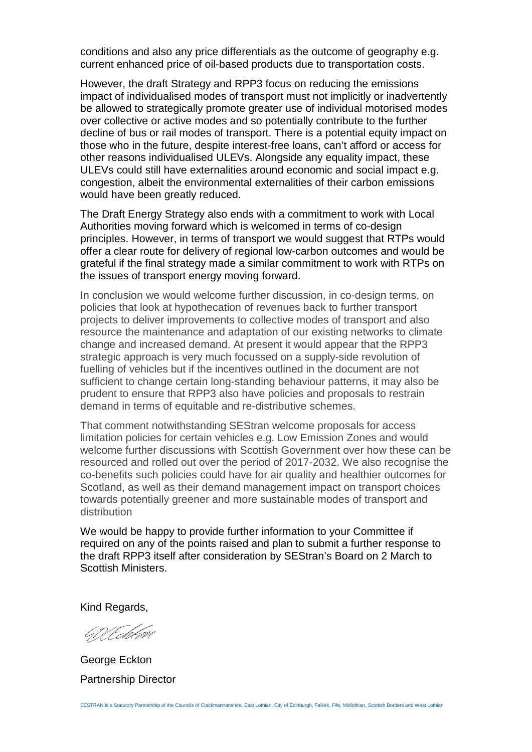conditions and also any price differentials as the outcome of geography e.g. current enhanced price of oil-based products due to transportation costs.

However, the draft Strategy and RPP3 focus on reducing the emissions impact of individualised modes of transport must not implicitly or inadvertently be allowed to strategically promote greater use of individual motorised modes over collective or active modes and so potentially contribute to the further decline of bus or rail modes of transport. There is a potential equity impact on those who in the future, despite interest-free loans, can't afford or access for other reasons individualised ULEVs. Alongside any equality impact, these ULEVs could still have externalities around economic and social impact e.g. congestion, albeit the environmental externalities of their carbon emissions would have been greatly reduced.

The Draft Energy Strategy also ends with a commitment to work with Local Authorities moving forward which is welcomed in terms of co-design principles. However, in terms of transport we would suggest that RTPs would offer a clear route for delivery of regional low-carbon outcomes and would be grateful if the final strategy made a similar commitment to work with RTPs on the issues of transport energy moving forward.

In conclusion we would welcome further discussion, in co-design terms, on policies that look at hypothecation of revenues back to further transport projects to deliver improvements to collective modes of transport and also resource the maintenance and adaptation of our existing networks to climate change and increased demand. At present it would appear that the RPP3 strategic approach is very much focussed on a supply-side revolution of fuelling of vehicles but if the incentives outlined in the document are not sufficient to change certain long-standing behaviour patterns, it may also be prudent to ensure that RPP3 also have policies and proposals to restrain demand in terms of equitable and re-distributive schemes.

That comment notwithstanding SEStran welcome proposals for access limitation policies for certain vehicles e.g. Low Emission Zones and would welcome further discussions with Scottish Government over how these can be resourced and rolled out over the period of 2017-2032. We also recognise the co-benefits such policies could have for air quality and healthier outcomes for Scotland, as well as their demand management impact on transport choices towards potentially greener and more sustainable modes of transport and distribution

We would be happy to provide further information to your Committee if required on any of the points raised and plan to submit a further response to the draft RPP3 itself after consideration by SEStran's Board on 2 March to Scottish Ministers.

Kind Regards,

George Eckton

Partnership Director

SESTRAN is a Statutory Partnership of the Councils of Clackmannanshire, East Lothian, City of Edinburgh, Falkirk, Fife, Midlothian, Scottish Borders and West Lothian